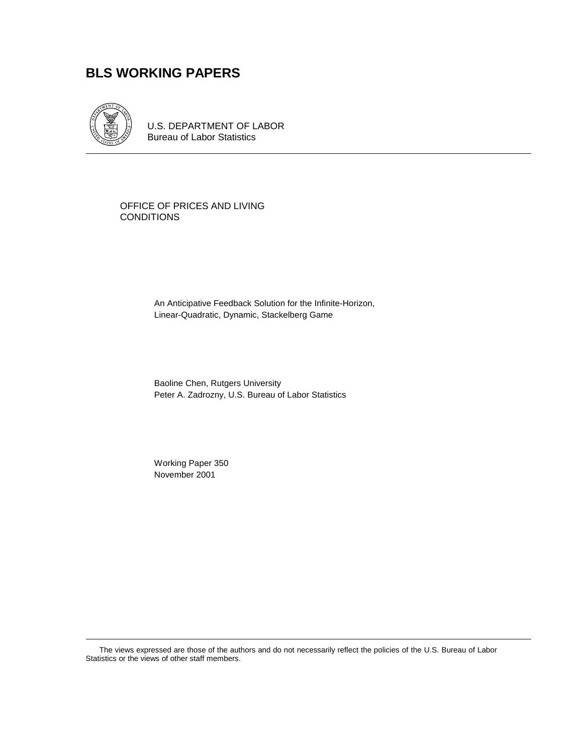# BLS WORKING PAPERS

U.S. DEPARTMENT OF LABOR
Bureau of Labor Statistics

OFFICE OF PRICES AND LIVING CONDITIONS

An Anticipative Feedback Solution for the Infinite-Horizon, Linear-Quadratic, Dynamic, Stackelberg Game

Baoline Chen, Rutgers University
Peter A. Zadrozny, U.S. Bureau of Labor Statistics

Working Paper 350
November 2001

The views expressed are those of the authors and do not necessarily reflect the policies of the U.S. Bureau of Labor Statistics or the views of other staff members.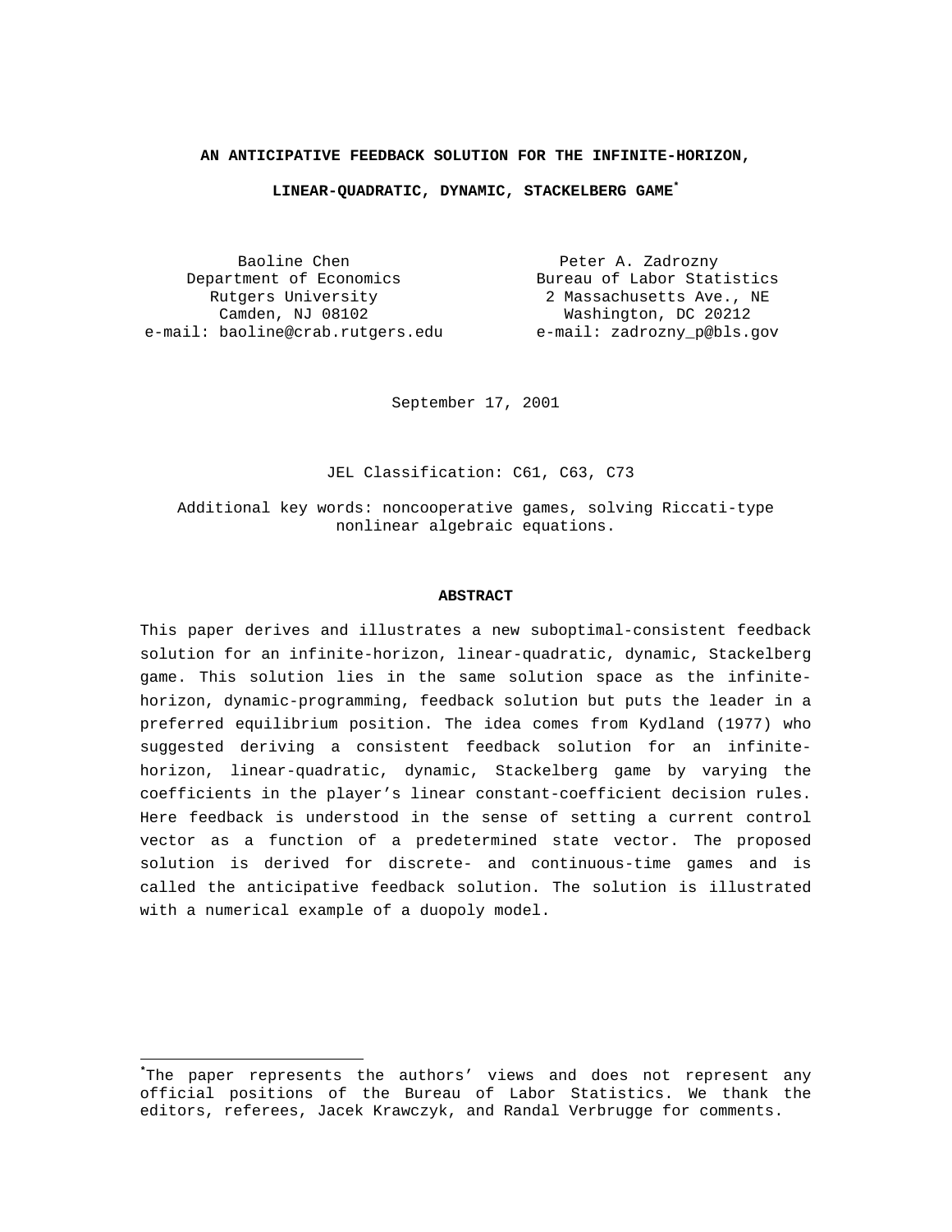**AN ANTICIPATIVE FEEDBACK SOLUTION FOR THE INFINITE-HORIZON,**

**LINEAR-QUADRATIC, DYNAMIC, STACKELBERG GAME***

Baoline Chen
Department of Economics
Rutgers University
Camden, NJ 08102
e-mail: baoline@crab.rutgers.edu

Peter A. Zadrozny
Bureau of Labor Statistics
2 Massachusetts Ave., NE
Washington, DC 20212
e-mail: zadrozny_p@bls.gov

September 17, 2001

JEL Classification: C61, C63, C73

Additional key words: noncooperative games, solving Riccati-type nonlinear algebraic equations.

**ABSTRACT**

This paper derives and illustrates a new suboptimal-consistent feedback solution for an infinite-horizon, linear-quadratic, dynamic, Stackelberg game. This solution lies in the same solution space as the infinite-horizon, dynamic-programming, feedback solution but puts the leader in a preferred equilibrium position. The idea comes from Kydland (1977) who suggested deriving a consistent feedback solution for an infinite-horizon, linear-quadratic, dynamic, Stackelberg game by varying the coefficients in the player's linear constant-coefficient decision rules. Here feedback is understood in the sense of setting a current control vector as a function of a predetermined state vector. The proposed solution is derived for discrete- and continuous-time games and is called the anticipative feedback solution. The solution is illustrated with a numerical example of a duopoly model.

---

*The paper represents the authors' views and does not represent any official positions of the Bureau of Labor Statistics. We thank the editors, referees, Jacek Krawczyk, and Randal Verbrugge for comments.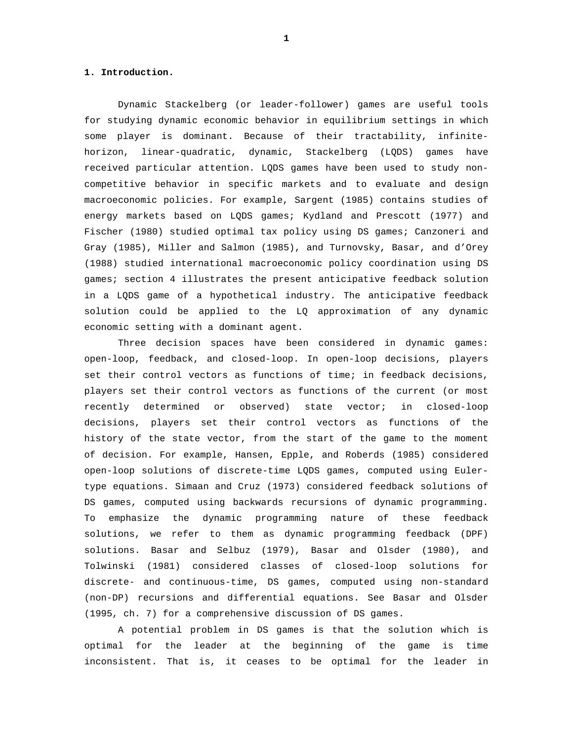## 1. Introduction.

Dynamic Stackelberg (or leader-follower) games are useful tools for studying dynamic economic behavior in equilibrium settings in which some player is dominant. Because of their tractability, infinite-horizon, linear-quadratic, dynamic, Stackelberg (LQDS) games have received particular attention. LQDS games have been used to study non-competitive behavior in specific markets and to evaluate and design macroeconomic policies. For example, Sargent (1985) contains studies of energy markets based on LQDS games; Kydland and Prescott (1977) and Fischer (1980) studied optimal tax policy using DS games; Canzoneri and Gray (1985), Miller and Salmon (1985), and Turnovsky, Basar, and d'Orey (1988) studied international macroeconomic policy coordination using DS games; section 4 illustrates the present anticipative feedback solution in a LQDS game of a hypothetical industry. The anticipative feedback solution could be applied to the LQ approximation of any dynamic economic setting with a dominant agent.

Three decision spaces have been considered in dynamic games: open-loop, feedback, and closed-loop. In open-loop decisions, players set their control vectors as functions of time; in feedback decisions, players set their control vectors as functions of the current (or most recently determined or observed) state vector; in closed-loop decisions, players set their control vectors as functions of the history of the state vector, from the start of the game to the moment of decision. For example, Hansen, Epple, and Roberds (1985) considered open-loop solutions of discrete-time LQDS games, computed using Euler-type equations. Simaan and Cruz (1973) considered feedback solutions of DS games, computed using backwards recursions of dynamic programming. To emphasize the dynamic programming nature of these feedback solutions, we refer to them as dynamic programming feedback (DPF) solutions. Basar and Selbuz (1979), Basar and Olsder (1980), and Tolwinski (1981) considered classes of closed-loop solutions for discrete- and continuous-time, DS games, computed using non-standard (non-DP) recursions and differential equations. See Basar and Olsder (1995, ch. 7) for a comprehensive discussion of DS games.

A potential problem in DS games is that the solution which is optimal for the leader at the beginning of the game is time inconsistent. That is, it ceases to be optimal for the leader in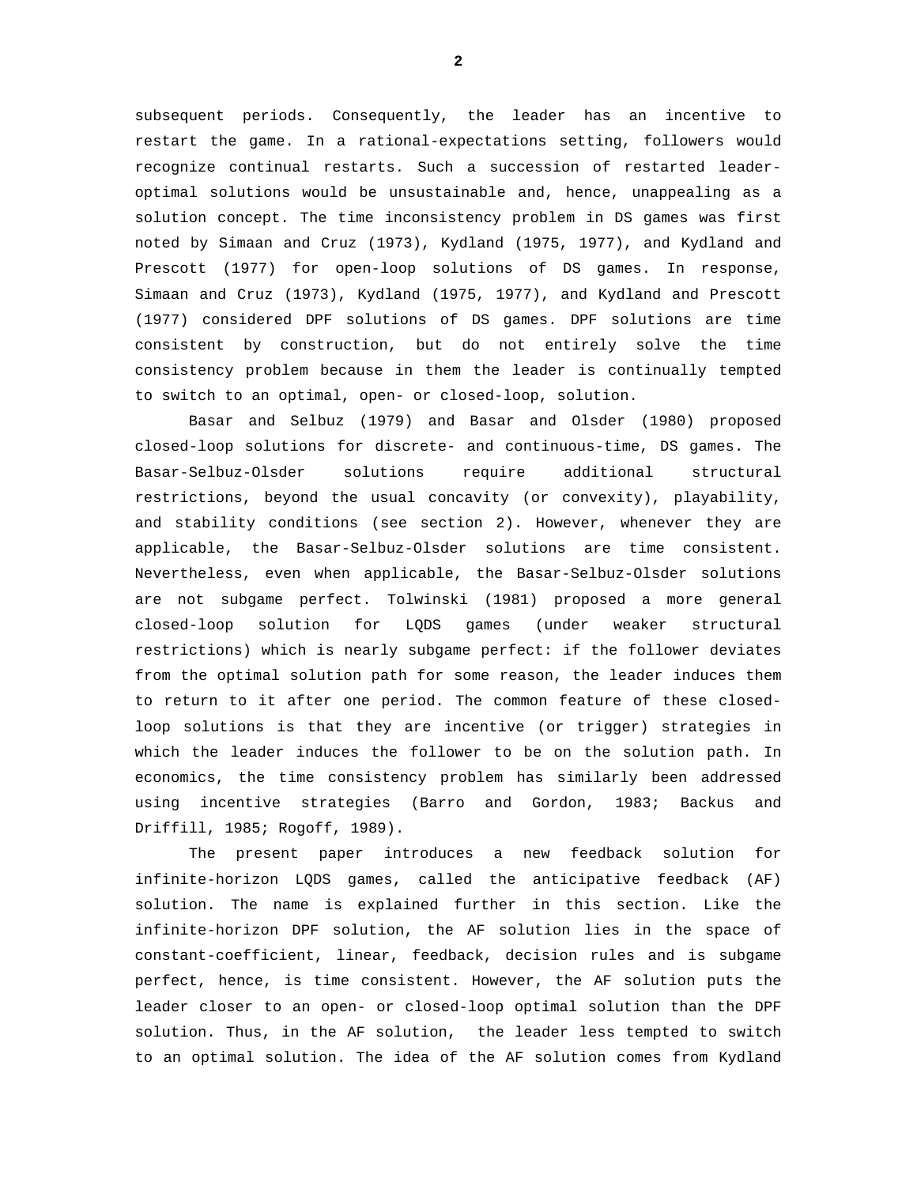subsequent periods. Consequently, the leader has an incentive to restart the game. In a rational-expectations setting, followers would recognize continual restarts. Such a succession of restarted leader-optimal solutions would be unsustainable and, hence, unappealing as a solution concept. The time inconsistency problem in DS games was first noted by Simaan and Cruz (1973), Kydland (1975, 1977), and Kydland and Prescott (1977) for open-loop solutions of DS games. In response, Simaan and Cruz (1973), Kydland (1975, 1977), and Kydland and Prescott (1977) considered DPF solutions of DS games. DPF solutions are time consistent by construction, but do not entirely solve the time consistency problem because in them the leader is continually tempted to switch to an optimal, open- or closed-loop, solution.

Basar and Selbuz (1979) and Basar and Olsder (1980) proposed closed-loop solutions for discrete- and continuous-time, DS games. The Basar-Selbuz-Olsder solutions require additional structural restrictions, beyond the usual concavity (or convexity), playability, and stability conditions (see section 2). However, whenever they are applicable, the Basar-Selbuz-Olsder solutions are time consistent. Nevertheless, even when applicable, the Basar-Selbuz-Olsder solutions are not subgame perfect. Tolwinski (1981) proposed a more general closed-loop solution for LQDS games (under weaker structural restrictions) which is nearly subgame perfect: if the follower deviates from the optimal solution path for some reason, the leader induces them to return to it after one period. The common feature of these closed-loop solutions is that they are incentive (or trigger) strategies in which the leader induces the follower to be on the solution path. In economics, the time consistency problem has similarly been addressed using incentive strategies (Barro and Gordon, 1983; Backus and Driffill, 1985; Rogoff, 1989).

The present paper introduces a new feedback solution for infinite-horizon LQDS games, called the anticipative feedback (AF) solution. The name is explained further in this section. Like the infinite-horizon DPF solution, the AF solution lies in the space of constant-coefficient, linear, feedback, decision rules and is subgame perfect, hence, is time consistent. However, the AF solution puts the leader closer to an open- or closed-loop optimal solution than the DPF solution. Thus, in the AF solution, the leader less tempted to switch to an optimal solution. The idea of the AF solution comes from Kydland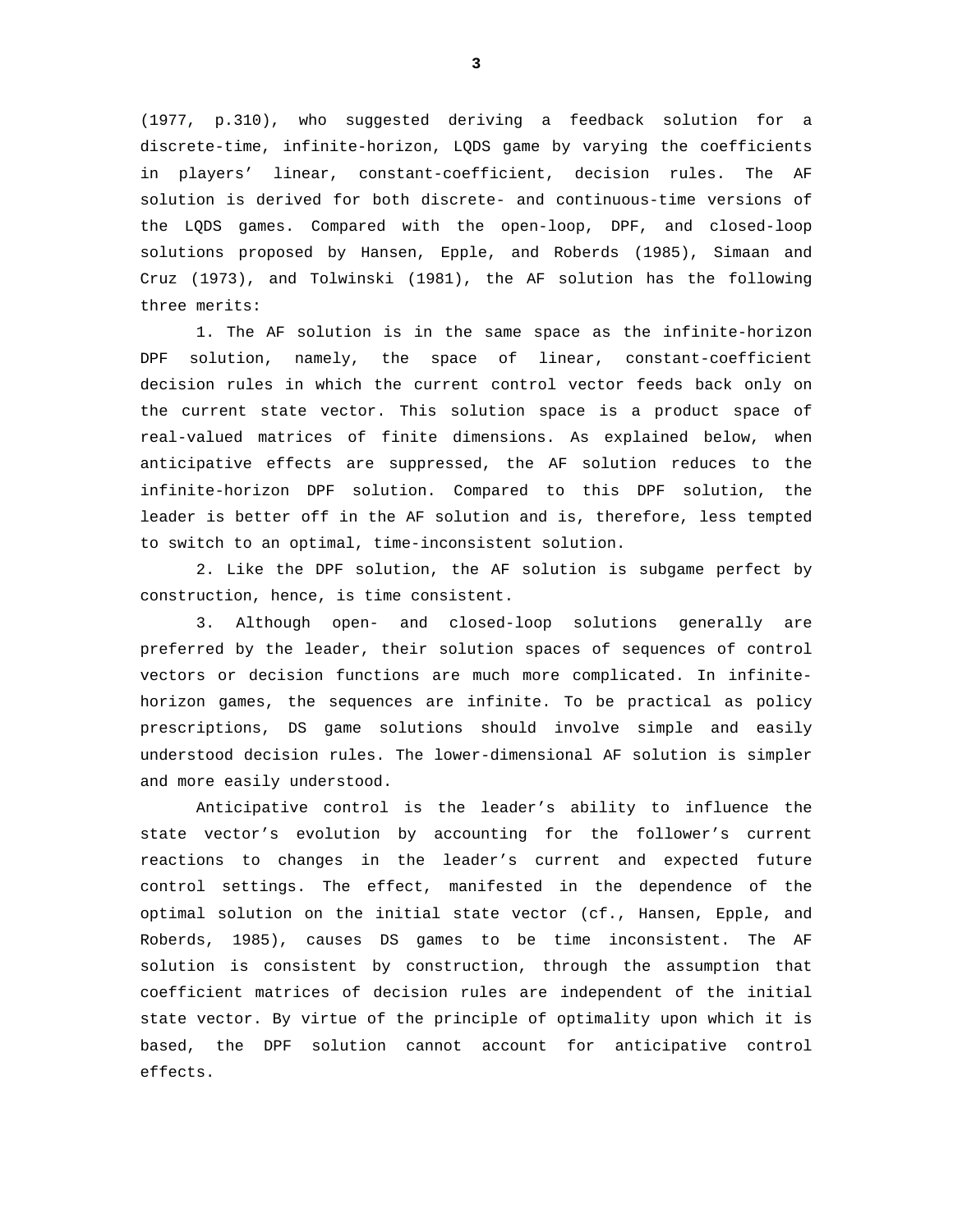(1977, p.310), who suggested deriving a feedback solution for a discrete-time, infinite-horizon, LQDS game by varying the coefficients in players' linear, constant-coefficient, decision rules. The AF solution is derived for both discrete- and continuous-time versions of the LQDS games. Compared with the open-loop, DPF, and closed-loop solutions proposed by Hansen, Epple, and Roberds (1985), Simaan and Cruz (1973), and Tolwinski (1981), the AF solution has the following three merits:

1. The AF solution is in the same space as the infinite-horizon DPF solution, namely, the space of linear, constant-coefficient decision rules in which the current control vector feeds back only on the current state vector. This solution space is a product space of real-valued matrices of finite dimensions. As explained below, when anticipative effects are suppressed, the AF solution reduces to the infinite-horizon DPF solution. Compared to this DPF solution, the leader is better off in the AF solution and is, therefore, less tempted to switch to an optimal, time-inconsistent solution.

2. Like the DPF solution, the AF solution is subgame perfect by construction, hence, is time consistent.

3. Although open- and closed-loop solutions generally are preferred by the leader, their solution spaces of sequences of control vectors or decision functions are much more complicated. In infinite-horizon games, the sequences are infinite. To be practical as policy prescriptions, DS game solutions should involve simple and easily understood decision rules. The lower-dimensional AF solution is simpler and more easily understood.

Anticipative control is the leader's ability to influence the state vector's evolution by accounting for the follower's current reactions to changes in the leader's current and expected future control settings. The effect, manifested in the dependence of the optimal solution on the initial state vector (cf., Hansen, Epple, and Roberds, 1985), causes DS games to be time inconsistent. The AF solution is consistent by construction, through the assumption that coefficient matrices of decision rules are independent of the initial state vector. By virtue of the principle of optimality upon which it is based, the DPF solution cannot account for anticipative control effects.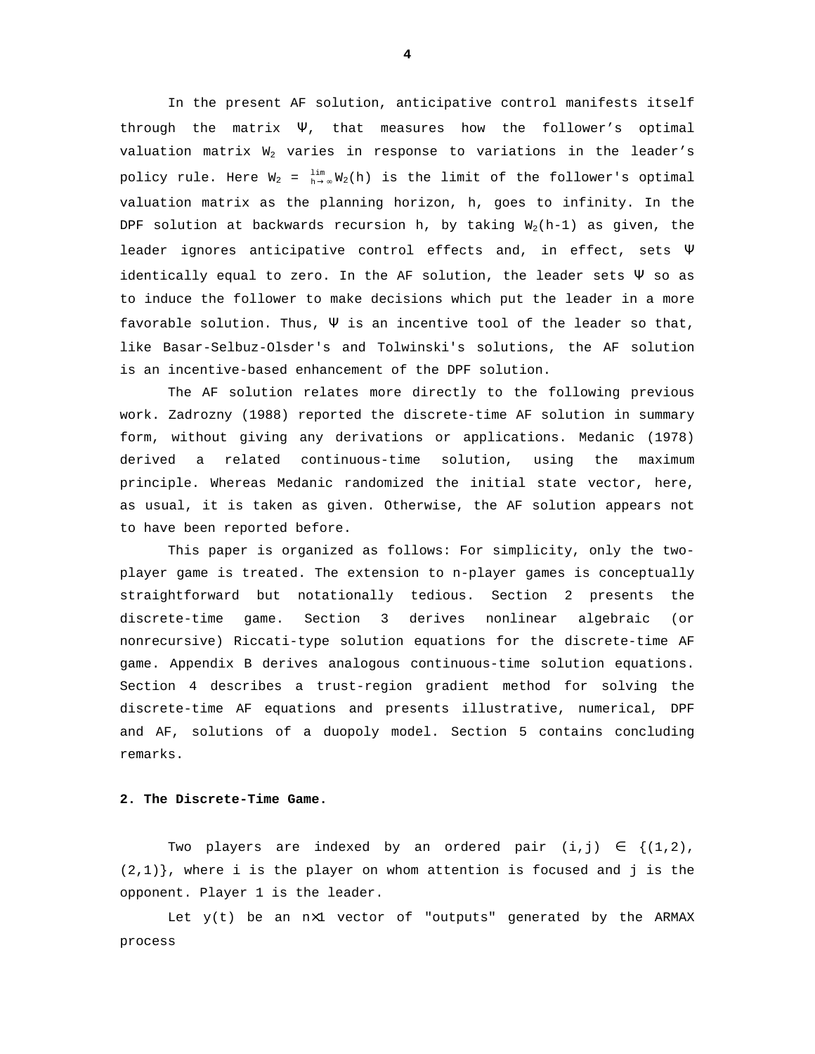In the present AF solution, anticipative control manifests itself through the matrix $\Psi$, that measures how the follower's optimal valuation matrix $W_2$ varies in response to variations in the leader's policy rule. Here $W_2 = \lim_{h\to\infty} W_2(h)$ is the limit of the follower's optimal valuation matrix as the planning horizon, h, goes to infinity. In the DPF solution at backwards recursion h, by taking $W_2(h-1)$ as given, the leader ignores anticipative control effects and, in effect, sets $\Psi$ identically equal to zero. In the AF solution, the leader sets $\Psi$ so as to induce the follower to make decisions which put the leader in a more favorable solution. Thus, $\Psi$ is an incentive tool of the leader so that, like Basar-Selbuz-Olsder's and Tolwinski's solutions, the AF solution is an incentive-based enhancement of the DPF solution.

The AF solution relates more directly to the following previous work. Zadrozny (1988) reported the discrete-time AF solution in summary form, without giving any derivations or applications. Medanic (1978) derived a related continuous-time solution, using the maximum principle. Whereas Medanic randomized the initial state vector, here, as usual, it is taken as given. Otherwise, the AF solution appears not to have been reported before.

This paper is organized as follows: For simplicity, only the two-player game is treated. The extension to n-player games is conceptually straightforward but notationally tedious. Section 2 presents the discrete-time game. Section 3 derives nonlinear algebraic (or nonrecursive) Riccati-type solution equations for the discrete-time AF game. Appendix B derives analogous continuous-time solution equations. Section 4 describes a trust-region gradient method for solving the discrete-time AF equations and presents illustrative, numerical, DPF and AF, solutions of a duopoly model. Section 5 contains concluding remarks.

## 2. The Discrete-Time Game.

Two players are indexed by an ordered pair $(i,j) \in \{(1,2), (2,1)\}$, where i is the player on whom attention is focused and j is the opponent. Player 1 is the leader.

Let $y(t)$ be an $n\times 1$ vector of "outputs" generated by the ARMAX process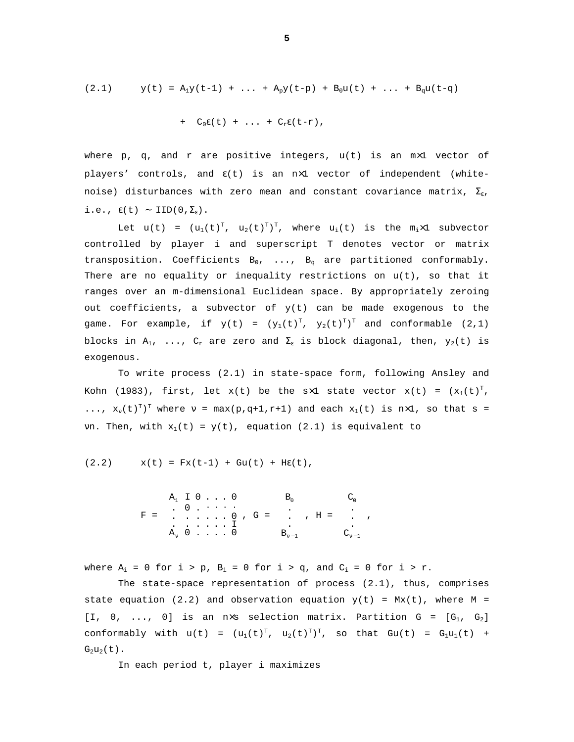$$(2.1) \qquad y(t) = A_1y(t-1) + \ldots + A_py(t-p) + B_0u(t) + \ldots + B_qu(t-q)$$

$$+ \; C_0\varepsilon(t) + \ldots + C_r\varepsilon(t-r),$$

where p, q, and r are positive integers, u(t) is an $m\times1$ vector of players' controls, and $\varepsilon(t)$ is an $n\times1$ vector of independent (white-noise) disturbances with zero mean and constant covariance matrix, $\Sigma_\varepsilon$, i.e., $\varepsilon(t) \sim \text{IID}(0,\Sigma_\varepsilon)$.

Let $u(t) = (u_1(t)^T, u_2(t)^T)^T$, where $u_i(t)$ is the $m_i\times1$ subvector controlled by player i and superscript T denotes vector or matrix transposition. Coefficients $B_0$, ..., $B_q$ are partitioned conformably. There are no equality or inequality restrictions on u(t), so that it ranges over an m-dimensional Euclidean space. By appropriately zeroing out coefficients, a subvector of y(t) can be made exogenous to the game. For example, if $y(t) = (y_1(t)^T, y_2(t)^T)^T$ and conformable (2,1) blocks in $A_1$, ..., $C_r$ are zero and $\Sigma_\varepsilon$ is block diagonal, then, $y_2(t)$ is exogenous.

To write process (2.1) in state-space form, following Ansley and Kohn (1983), first, let x(t) be the $s\times1$ state vector $x(t) = (x_1(t)^T, \ldots, x_\nu(t)^T)^T$ where $\nu = \max(p,q+1,r+1)$ and each $x_1(t)$ is $n\times1$, so that $s = \nu n$. Then, with $x_1(t) = y(t)$, equation (2.1) is equivalent to

$$(2.2) \qquad x(t) = Fx(t-1) + Gu(t) + H\varepsilon(t),$$

$$F = \begin{bmatrix} A_1 & I & 0 & \cdots & 0 \\ \vdots & 0 & \ddots & & \vdots \\ \vdots & \vdots & & \ddots & 0 \\ \vdots & \vdots & & & I \\ A_\nu & 0 & \cdots & \cdots & 0 \end{bmatrix}, \quad G = \begin{bmatrix} B_0 \\ \vdots \\ B_{\nu-1} \end{bmatrix}, \quad H = \begin{bmatrix} C_0 \\ \vdots \\ C_{\nu-1} \end{bmatrix},$$

where $A_i = 0$ for $i > p$, $B_i = 0$ for $i > q$, and $C_i = 0$ for $i > r$.

The state-space representation of process (2.1), thus, comprises state equation (2.2) and observation equation $y(t) = Mx(t)$, where $M = [I, 0, \ldots, 0]$ is an $n\times s$ selection matrix. Partition $G = [G_1, G_2]$ conformably with $u(t) = (u_1(t)^T, u_2(t)^T)^T$, so that $Gu(t) = G_1u_1(t) + G_2u_2(t)$.

In each period t, player i maximizes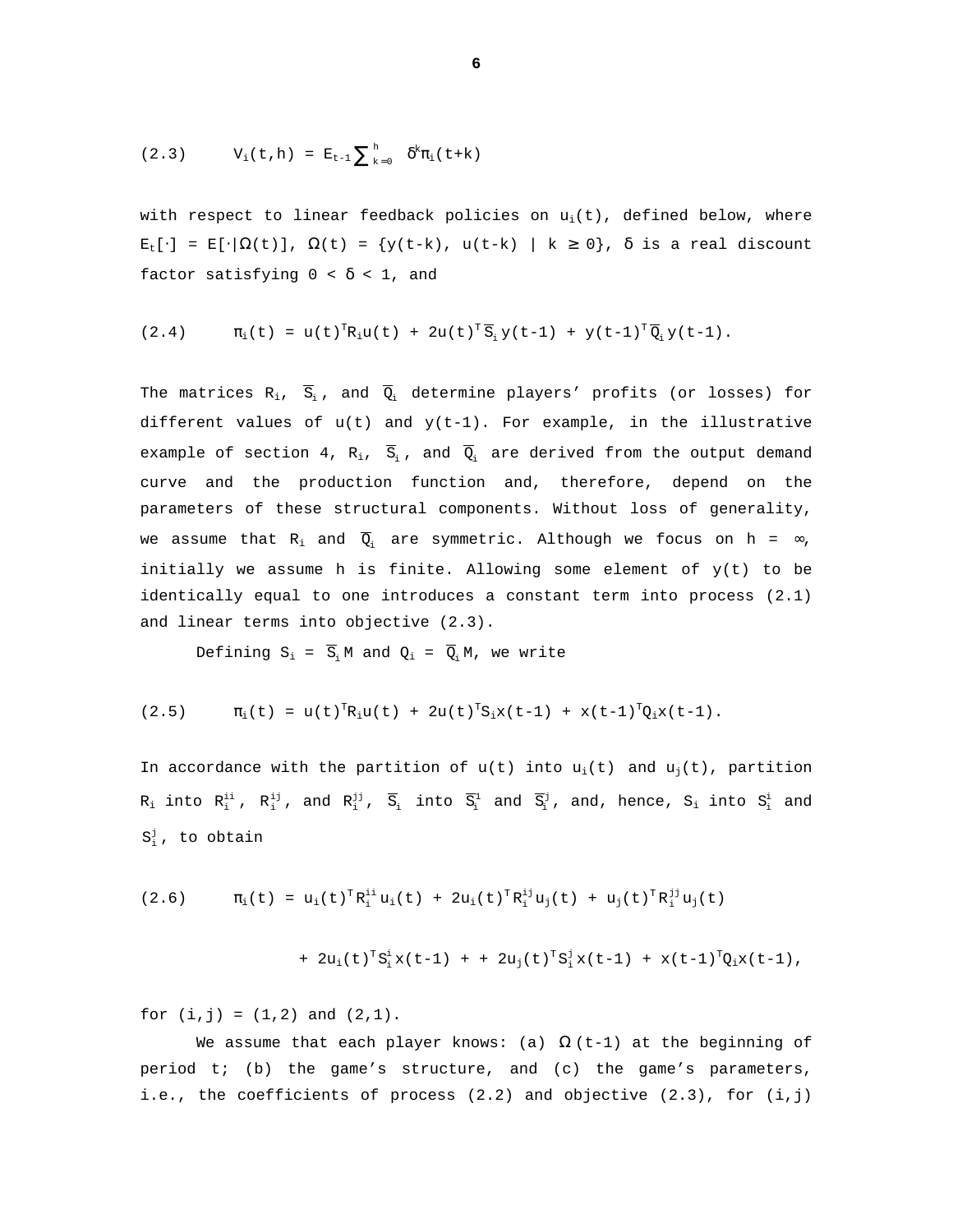$$(2.3) \qquad V_i(t,h) = E_{t-1}\sum_{k=0}^{h} \delta^k \pi_i(t+k)$$

with respect to linear feedback policies on $u_i(t)$, defined below, where $E_t[\cdot] = E[\cdot|\Omega(t)]$, $\Omega(t) = \{y(t-k), u(t-k) \mid k \geq 0\}$, $\delta$ is a real discount factor satisfying $0 < \delta < 1$, and

$$(2.4) \qquad \pi_i(t) = u(t)^T R_i u(t) + 2u(t)^T \overline{S}_i y(t-1) + y(t-1)^T \overline{Q}_i y(t-1).$$

The matrices $R_i$, $\overline{S}_i$, and $\overline{Q}_i$ determine players' profits (or losses) for different values of $u(t)$ and $y(t-1)$. For example, in the illustrative example of section 4, $R_i$, $\overline{S}_i$, and $\overline{Q}_i$ are derived from the output demand curve and the production function and, therefore, depend on the parameters of these structural components. Without loss of generality, we assume that $R_i$ and $\overline{Q}_i$ are symmetric. Although we focus on $h = \infty$, initially we assume h is finite. Allowing some element of $y(t)$ to be identically equal to one introduces a constant term into process (2.1) and linear terms into objective (2.3).

Defining $S_i = \overline{S}_i M$ and $Q_i = \overline{Q}_i M$, we write

$$(2.5) \qquad \pi_i(t) = u(t)^T R_i u(t) + 2u(t)^T S_i x(t-1) + x(t-1)^T Q_i x(t-1).$$

In accordance with the partition of $u(t)$ into $u_i(t)$ and $u_j(t)$, partition $R_i$ into $R_i^{ii}$, $R_i^{ij}$, and $R_i^{jj}$, $\overline{S}_i$ into $\overline{S}_i^i$ and $\overline{S}_i^j$, and, hence, $S_i$ into $S_i^i$ and $S_i^j$, to obtain

$$(2.6) \qquad \pi_i(t) = u_i(t)^T R_i^{ii} u_i(t) + 2u_i(t)^T R_i^{ij} u_j(t) + u_j(t)^T R_i^{jj} u_j(t)$$
$$+ 2u_i(t)^T S_i^i x(t-1) + + 2u_j(t)^T S_i^j x(t-1) + x(t-1)^T Q_i x(t-1),$$

for $(i,j) = (1,2)$ and $(2,1)$.

We assume that each player knows: (a) $\Omega(t-1)$ at the beginning of period t; (b) the game's structure, and (c) the game's parameters, i.e., the coefficients of process (2.2) and objective (2.3), for (i,j)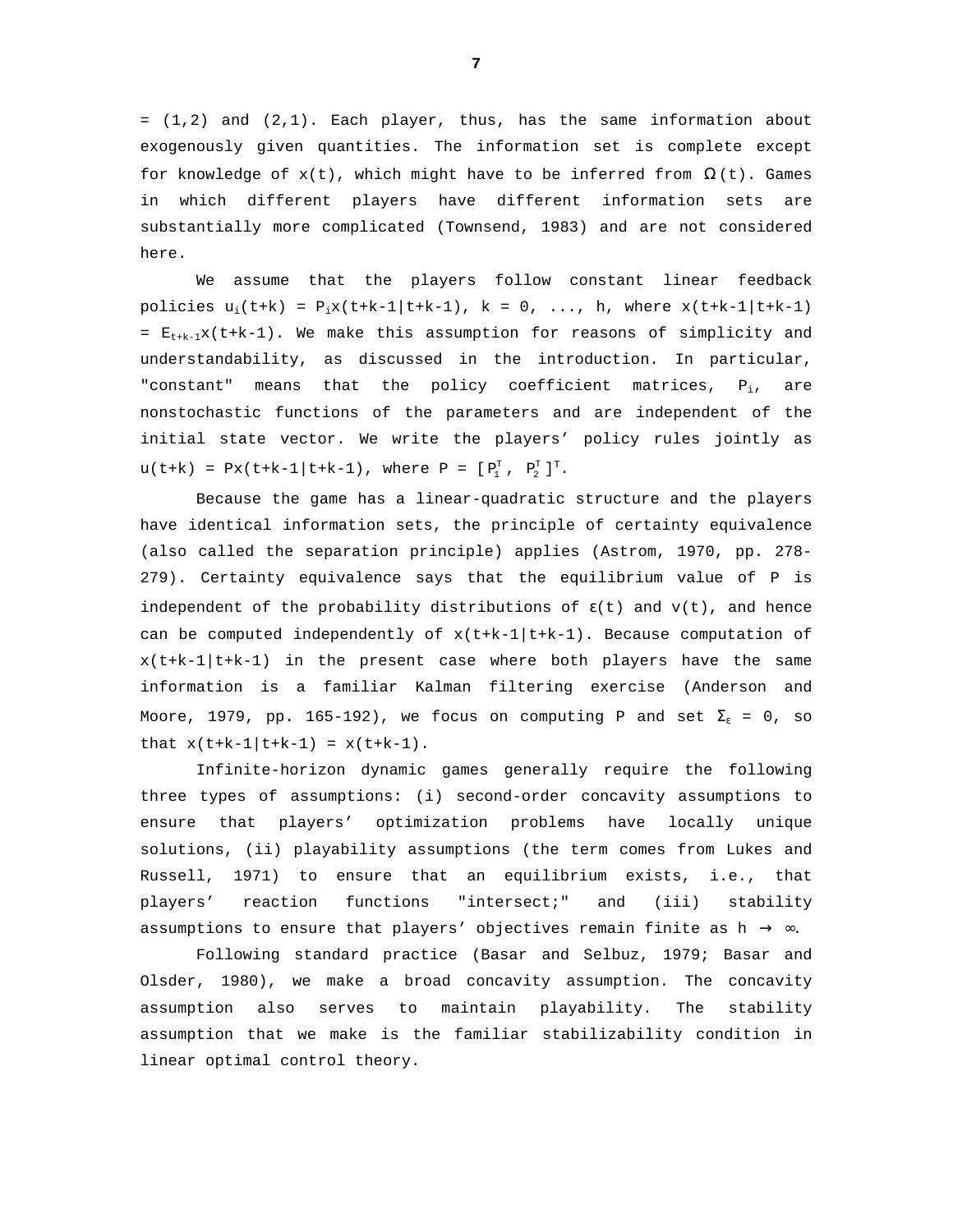= (1,2) and (2,1). Each player, thus, has the same information about exogenously given quantities. The information set is complete except for knowledge of $x(t)$, which might have to be inferred from $\Omega(t)$. Games in which different players have different information sets are substantially more complicated (Townsend, 1983) and are not considered here.

We assume that the players follow constant linear feedback policies $u_i(t+k) = P_i x(t+k-1|t+k-1)$, $k = 0, \ldots, h$, where $x(t+k-1|t+k-1) = E_{t+k-1}x(t+k-1)$. We make this assumption for reasons of simplicity and understandability, as discussed in the introduction. In particular, "constant" means that the policy coefficient matrices, $P_i$, are nonstochastic functions of the parameters and are independent of the initial state vector. We write the players' policy rules jointly as $u(t+k) = Px(t+k-1|t+k-1)$, where $P = [P_1^T, P_2^T]^T$.

Because the game has a linear-quadratic structure and the players have identical information sets, the principle of certainty equivalence (also called the separation principle) applies (Astrom, 1970, pp. 278-279). Certainty equivalence says that the equilibrium value of P is independent of the probability distributions of $\varepsilon(t)$ and $v(t)$, and hence can be computed independently of $x(t+k-1|t+k-1)$. Because computation of $x(t+k-1|t+k-1)$ in the present case where both players have the same information is a familiar Kalman filtering exercise (Anderson and Moore, 1979, pp. 165-192), we focus on computing P and set $\Sigma_\varepsilon = 0$, so that $x(t+k-1|t+k-1) = x(t+k-1)$.

Infinite-horizon dynamic games generally require the following three types of assumptions: (i) second-order concavity assumptions to ensure that players' optimization problems have locally unique solutions, (ii) playability assumptions (the term comes from Lukes and Russell, 1971) to ensure that an equilibrium exists, i.e., that players' reaction functions "intersect;" and (iii) stability assumptions to ensure that players' objectives remain finite as $h \to \infty$.

Following standard practice (Basar and Selbuz, 1979; Basar and Olsder, 1980), we make a broad concavity assumption. The concavity assumption also serves to maintain playability. The stability assumption that we make is the familiar stabilizability condition in linear optimal control theory.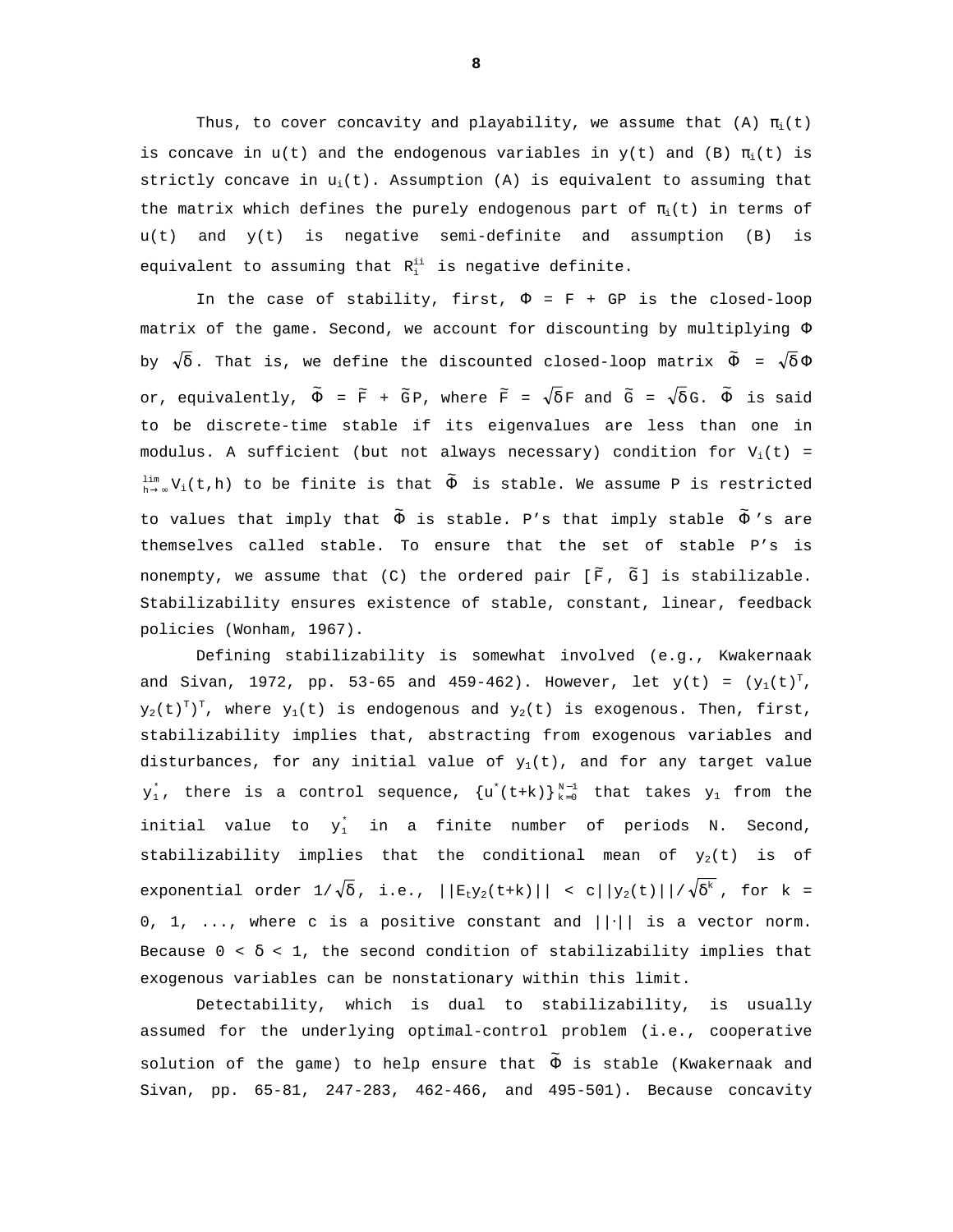Thus, to cover concavity and playability, we assume that (A) $\pi_i(t)$ is concave in $u(t)$ and the endogenous variables in $y(t)$ and (B) $\pi_i(t)$ is strictly concave in $u_i(t)$. Assumption (A) is equivalent to assuming that the matrix which defines the purely endogenous part of $\pi_i(t)$ in terms of $u(t)$ and $y(t)$ is negative semi-definite and assumption (B) is equivalent to assuming that $R_i^{ii}$ is negative definite.

In the case of stability, first, $\Phi = F + GP$ is the closed-loop matrix of the game. Second, we account for discounting by multiplying $\Phi$ by $\sqrt{\delta}$. That is, we define the discounted closed-loop matrix $\tilde{\Phi} = \sqrt{\delta}\Phi$ or, equivalently, $\tilde{\Phi} = \tilde{F} + \tilde{G}P$, where $\tilde{F} = \sqrt{\delta}F$ and $\tilde{G} = \sqrt{\delta}G$. $\tilde{\Phi}$ is said to be discrete-time stable if its eigenvalues are less than one in modulus. A sufficient (but not always necessary) condition for $V_i(t) = \lim_{h\to\infty} V_i(t,h)$ to be finite is that $\tilde{\Phi}$ is stable. We assume P is restricted to values that imply that $\tilde{\Phi}$ is stable. P's that imply stable $\tilde{\Phi}$'s are themselves called stable. To ensure that the set of stable P's is nonempty, we assume that (C) the ordered pair $[\tilde{F}, \tilde{G}]$ is stabilizable. Stabilizability ensures existence of stable, constant, linear, feedback policies (Wonham, 1967).

Defining stabilizability is somewhat involved (e.g., Kwakernaak and Sivan, 1972, pp. 53-65 and 459-462). However, let $y(t) = (y_1(t)^T, y_2(t)^T)^T$, where $y_1(t)$ is endogenous and $y_2(t)$ is exogenous. Then, first, stabilizability implies that, abstracting from exogenous variables and disturbances, for any initial value of $y_1(t)$, and for any target value $y_1^*$, there is a control sequence, $\{u^*(t+k)\}_{k=0}^{N-1}$ that takes $y_1$ from the initial value to $y_1^*$ in a finite number of periods N. Second, stabilizability implies that the conditional mean of $y_2(t)$ is of exponential order $1/\sqrt{\delta}$, i.e., $||E_t y_2(t+k)|| < c||y_2(t)||/\sqrt{\delta^k}$, for $k = 0, 1, \ldots$, where c is a positive constant and $||\cdot||$ is a vector norm. Because $0 < \delta < 1$, the second condition of stabilizability implies that exogenous variables can be nonstationary within this limit.

Detectability, which is dual to stabilizability, is usually assumed for the underlying optimal-control problem (i.e., cooperative solution of the game) to help ensure that $\tilde{\Phi}$ is stable (Kwakernaak and Sivan, pp. 65-81, 247-283, 462-466, and 495-501). Because concavity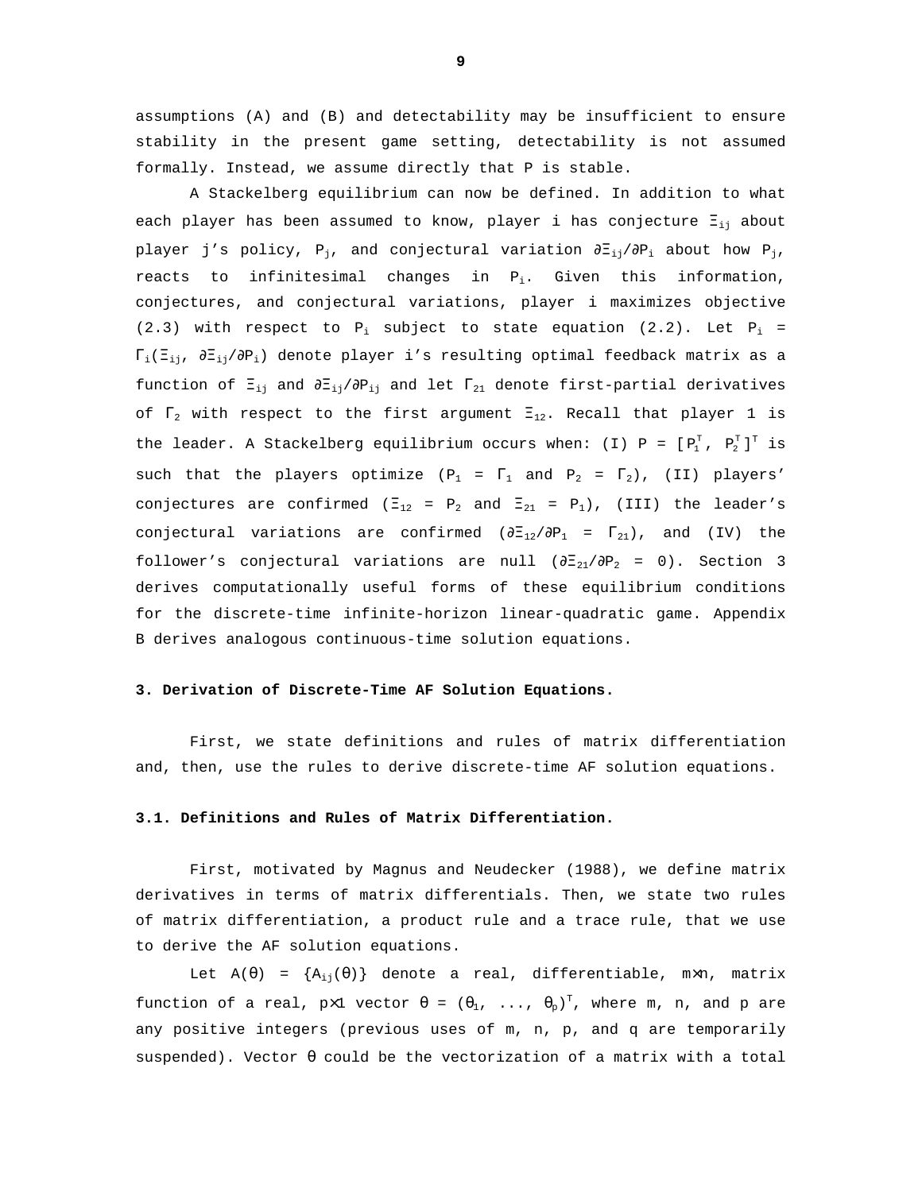assumptions (A) and (B) and detectability may be insufficient to ensure stability in the present game setting, detectability is not assumed formally. Instead, we assume directly that P is stable.

A Stackelberg equilibrium can now be defined. In addition to what each player has been assumed to know, player i has conjecture $\Xi_{ij}$ about player j's policy, $P_j$, and conjectural variation $\partial\Xi_{ij}/\partial P_i$ about how $P_j$, reacts to infinitesimal changes in $P_i$. Given this information, conjectures, and conjectural variations, player i maximizes objective (2.3) with respect to $P_i$ subject to state equation (2.2). Let $P_i = \Gamma_i(\Xi_{ij}, \partial\Xi_{ij}/\partial P_i)$ denote player i's resulting optimal feedback matrix as a function of $\Xi_{ij}$ and $\partial\Xi_{ij}/\partial P_{ij}$ and let $\Gamma_{21}$ denote first-partial derivatives of $\Gamma_2$ with respect to the first argument $\Xi_{12}$. Recall that player 1 is the leader. A Stackelberg equilibrium occurs when: (I) $P = [P_1^T, P_2^T]^T$ is such that the players optimize ($P_1 = \Gamma_1$ and $P_2 = \Gamma_2$), (II) players' conjectures are confirmed ($\Xi_{12} = P_2$ and $\Xi_{21} = P_1$), (III) the leader's conjectural variations are confirmed ($\partial\Xi_{12}/\partial P_1 = \Gamma_{21}$), and (IV) the follower's conjectural variations are null ($\partial\Xi_{21}/\partial P_2 = 0$). Section 3 derives computationally useful forms of these equilibrium conditions for the discrete-time infinite-horizon linear-quadratic game. Appendix B derives analogous continuous-time solution equations.

## 3. Derivation of Discrete-Time AF Solution Equations.

First, we state definitions and rules of matrix differentiation and, then, use the rules to derive discrete-time AF solution equations.

### 3.1. Definitions and Rules of Matrix Differentiation.

First, motivated by Magnus and Neudecker (1988), we define matrix derivatives in terms of matrix differentials. Then, we state two rules of matrix differentiation, a product rule and a trace rule, that we use to derive the AF solution equations.

Let $A(\theta) = \{A_{ij}(\theta)\}$ denote a real, differentiable, $m\times n$, matrix function of a real, $p\times 1$ vector $\theta = (\theta_1, \ldots, \theta_p)^T$, where m, n, and p are any positive integers (previous uses of m, n, p, and q are temporarily suspended). Vector $\theta$ could be the vectorization of a matrix with a total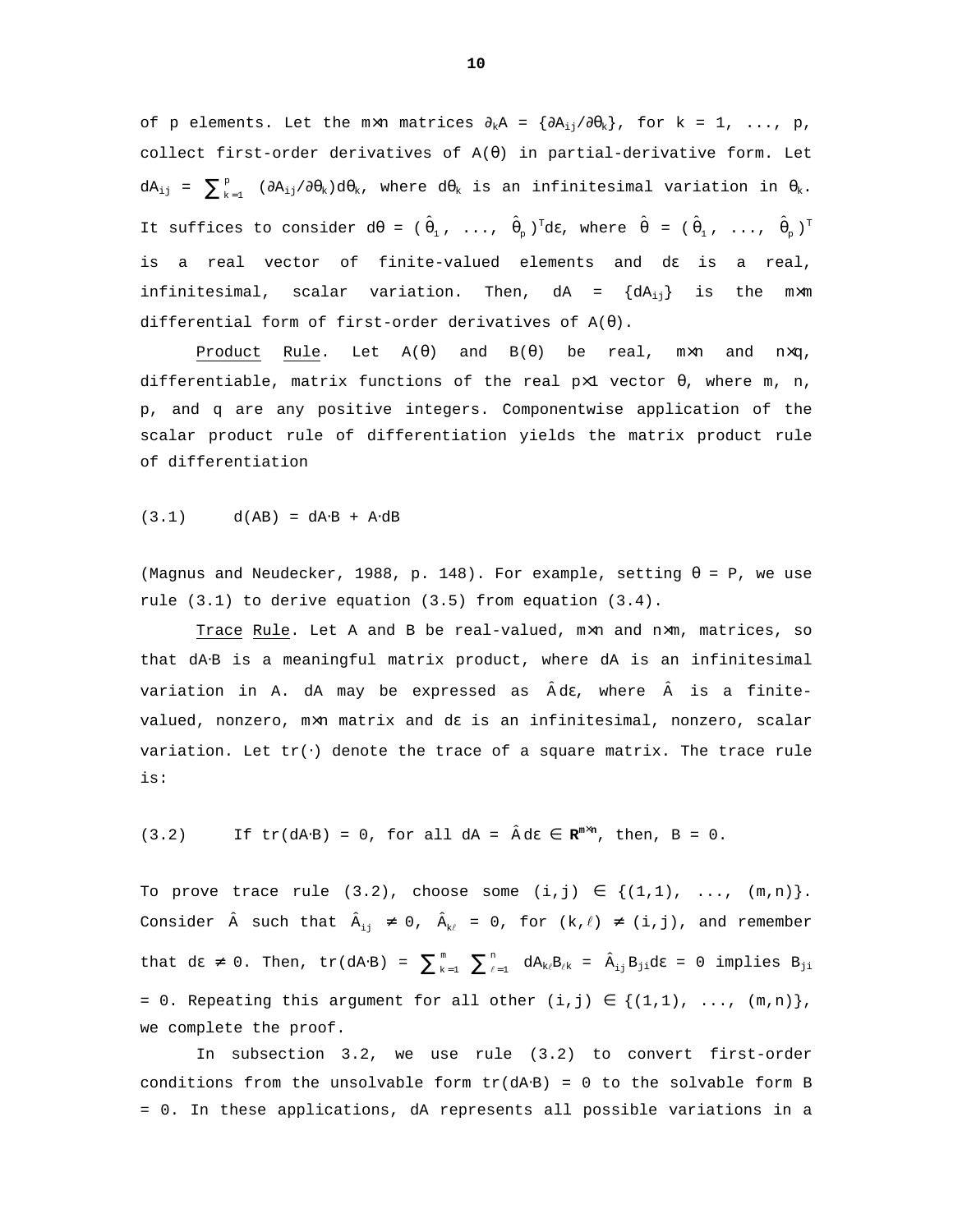of p elements. Let the $m \times n$ matrices $\partial_k A = \{\partial A_{ij}/\partial\theta_k\}$, for $k = 1, \ldots, p$, collect first-order derivatives of $A(\theta)$ in partial-derivative form. Let $dA_{ij} = \sum_{k=1}^{p} (\partial A_{ij}/\partial\theta_k)d\theta_k$, where $d\theta_k$ is an infinitesimal variation in $\theta_k$. It suffices to consider $d\theta = (\hat{\theta}_1, \ldots, \hat{\theta}_p)^T d\varepsilon$, where $\hat{\theta} = (\hat{\theta}_1, \ldots, \hat{\theta}_p)^T$ is a real vector of finite-valued elements and $d\varepsilon$ is a real, infinitesimal, scalar variation. Then, $dA = \{dA_{ij}\}$ is the $m \times m$ differential form of first-order derivatives of $A(\theta)$.

Product Rule. Let $A(\theta)$ and $B(\theta)$ be real, $m \times n$ and $n \times q$, differentiable, matrix functions of the real $p \times 1$ vector $\theta$, where m, n, p, and q are any positive integers. Componentwise application of the scalar product rule of differentiation yields the matrix product rule of differentiation

$$(3.1) \qquad d(AB) = dA \cdot B + A \cdot dB$$

(Magnus and Neudecker, 1988, p. 148). For example, setting $\theta = P$, we use rule (3.1) to derive equation (3.5) from equation (3.4).

Trace Rule. Let A and B be real-valued, $m \times n$ and $n \times m$, matrices, so that $dA \cdot B$ is a meaningful matrix product, where $dA$ is an infinitesimal variation in A. $dA$ may be expressed as $\hat{A}d\varepsilon$, where $\hat{A}$ is a finite-valued, nonzero, $m \times n$ matrix and $d\varepsilon$ is an infinitesimal, nonzero, scalar variation. Let $\text{tr}(\cdot)$ denote the trace of a square matrix. The trace rule is:

$$(3.2) \qquad \text{If } \text{tr}(dA \cdot B) = 0, \text{ for all } dA = \hat{A}d\varepsilon \in \mathbf{R}^{m \times n}, \text{ then, } B = 0.$$

To prove trace rule (3.2), choose some $(i,j) \in \{(1,1), \ldots, (m,n)\}$. Consider $\hat{A}$ such that $\hat{A}_{ij} \neq 0$, $\hat{A}_{k\ell} = 0$, for $(k,\ell) \neq (i,j)$, and remember that $d\varepsilon \neq 0$. Then, $\text{tr}(dA \cdot B) = \sum_{k=1}^{m} \sum_{\ell=1}^{n} dA_{k\ell}B_{\ell k} = \hat{A}_{ij}B_{ji}d\varepsilon = 0$ implies $B_{ji} = 0$. Repeating this argument for all other $(i,j) \in \{(1,1), \ldots, (m,n)\}$, we complete the proof.

In subsection 3.2, we use rule (3.2) to convert first-order conditions from the unsolvable form $\text{tr}(dA \cdot B) = 0$ to the solvable form $B = 0$. In these applications, $dA$ represents all possible variations in a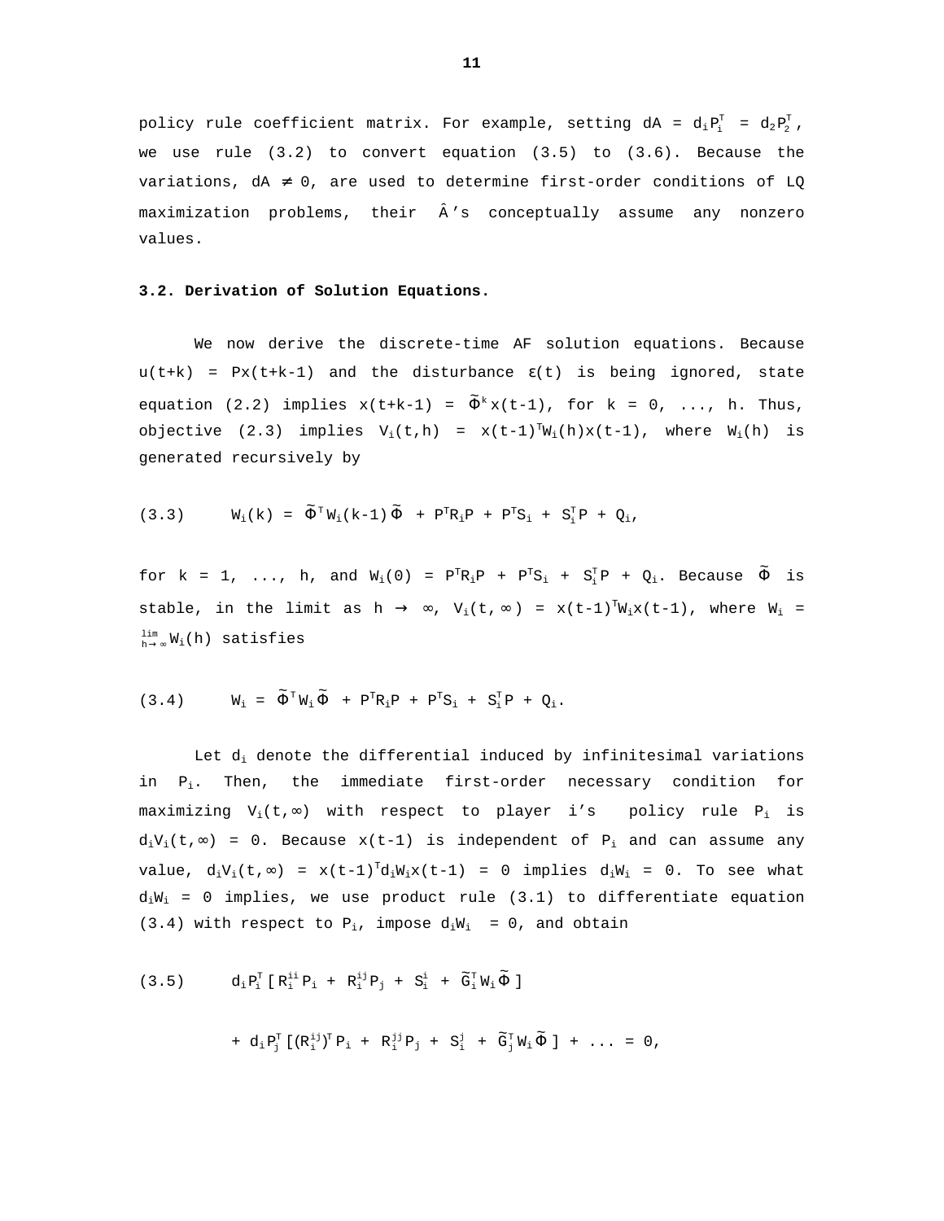policy rule coefficient matrix. For example, setting $dA = d_iP_i^T = d_2P_2^T$, we use rule (3.2) to convert equation (3.5) to (3.6). Because the variations, $dA \neq 0$, are used to determine first-order conditions of LQ maximization problems, their $\hat{A}$'s conceptually assume any nonzero values.

**3.2. Derivation of Solution Equations.**

We now derive the discrete-time AF solution equations. Because $u(t+k) = Px(t+k-1)$ and the disturbance $\varepsilon(t)$ is being ignored, state equation (2.2) implies $x(t+k-1) = \tilde{\Phi}^k x(t-1)$, for $k = 0, ..., h$. Thus, objective (2.3) implies $V_i(t,h) = x(t-1)^T W_i(h) x(t-1)$, where $W_i(h)$ is generated recursively by

$$(3.3) \qquad W_i(k) = \tilde{\Phi}^T W_i(k-1)\tilde{\Phi} + P^T R_i P + P^T S_i + S_i^T P + Q_i,$$

for $k = 1, ..., h$, and $W_i(0) = P^T R_i P + P^T S_i + S_i^T P + Q_i$. Because $\tilde{\Phi}$ is stable, in the limit as $h \rightarrow \infty$, $V_i(t,\infty) = x(t-1)^T W_i x(t-1)$, where $W_i = \lim_{h\rightarrow\infty} W_i(h)$ satisfies

$$(3.4) \qquad W_i = \tilde{\Phi}^T W_i \tilde{\Phi} + P^T R_i P + P^T S_i + S_i^T P + Q_i.$$

Let $d_i$ denote the differential induced by infinitesimal variations in $P_i$. Then, the immediate first-order necessary condition for maximizing $V_i(t,\infty)$ with respect to player i's policy rule $P_i$ is $d_iV_i(t,\infty) = 0$. Because $x(t-1)$ is independent of $P_i$ and can assume any value, $d_iV_i(t,\infty) = x(t-1)^T d_iW_i x(t-1) = 0$ implies $d_iW_i = 0$. To see what $d_iW_i = 0$ implies, we use product rule (3.1) to differentiate equation (3.4) with respect to $P_i$, impose $d_iW_i = 0$, and obtain

$$(3.5) \qquad d_iP_i^T [R_i^{ii} P_i + R_i^{ij} P_j + S_i^i + \tilde{G}_i^T W_i \tilde{\Phi}]$$

$$+ d_iP_j^T [(R_i^{ij})^T P_i + R_i^{jj} P_j + S_i^j + \tilde{G}_j^T W_i \tilde{\Phi}] + ... = 0,$$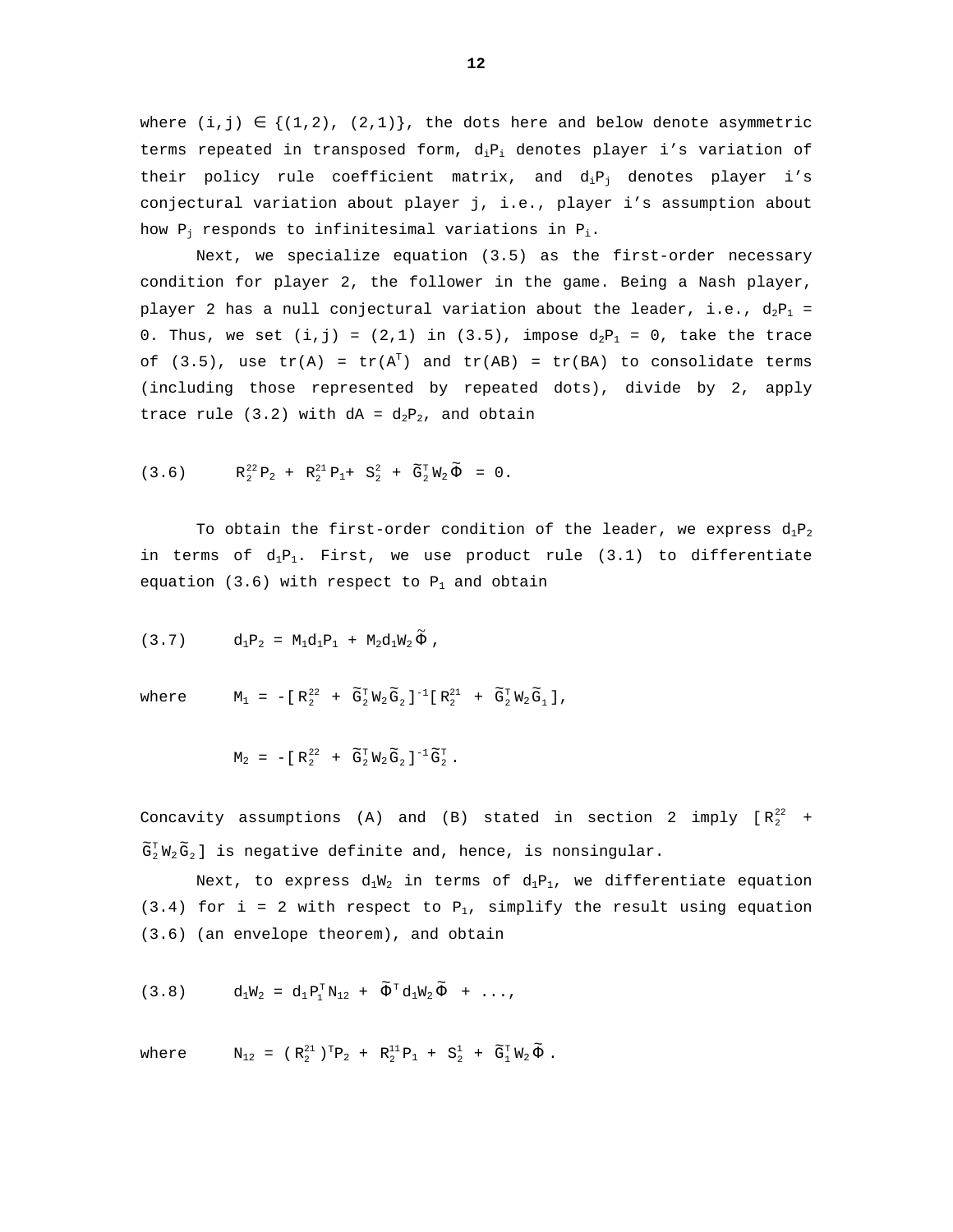where $(i,j) \in \{(1,2), (2,1)\}$, the dots here and below denote asymmetric terms repeated in transposed form, $d_iP_i$ denotes player i's variation of their policy rule coefficient matrix, and $d_iP_j$ denotes player i's conjectural variation about player j, i.e., player i's assumption about how $P_j$ responds to infinitesimal variations in $P_i$.

Next, we specialize equation (3.5) as the first-order necessary condition for player 2, the follower in the game. Being a Nash player, player 2 has a null conjectural variation about the leader, i.e., $d_2P_1 = 0$. Thus, we set $(i,j) = (2,1)$ in (3.5), impose $d_2P_1 = 0$, take the trace of (3.5), use $tr(A) = tr(A^T)$ and $tr(AB) = tr(BA)$ to consolidate terms (including those represented by repeated dots), divide by 2, apply trace rule (3.2) with $dA = d_2P_2$, and obtain

$$(3.6) \qquad R_2^{22}P_2 + R_2^{21}P_1 + S_2^2 + \tilde{G}_2^T W_2 \tilde{\Phi} = 0.$$

To obtain the first-order condition of the leader, we express $d_1P_2$ in terms of $d_1P_1$. First, we use product rule (3.1) to differentiate equation (3.6) with respect to $P_1$ and obtain

$$(3.7) \qquad d_1P_2 = M_1 d_1P_1 + M_2 d_1W_2 \tilde{\Phi},$$

where
$$M_1 = -[R_2^{22} + \tilde{G}_2^T W_2 \tilde{G}_2]^{-1}[R_2^{21} + \tilde{G}_2^T W_2 \tilde{G}_1],$$

$$M_2 = -[R_2^{22} + \tilde{G}_2^T W_2 \tilde{G}_2]^{-1}\tilde{G}_2^T.$$

Concavity assumptions (A) and (B) stated in section 2 imply $[R_2^{22} + \tilde{G}_2^T W_2 \tilde{G}_2]$ is negative definite and, hence, is nonsingular.

Next, to express $d_1W_2$ in terms of $d_1P_1$, we differentiate equation (3.4) for $i = 2$ with respect to $P_1$, simplify the result using equation (3.6) (an envelope theorem), and obtain

$$(3.8) \qquad d_1W_2 = d_1P_1^T N_{12} + \tilde{\Phi}^T d_1W_2 \tilde{\Phi} + \ldots,$$

where
$$N_{12} = (R_2^{21})^T P_2 + R_2^{11}P_1 + S_2^1 + \tilde{G}_1^T W_2 \tilde{\Phi}.$$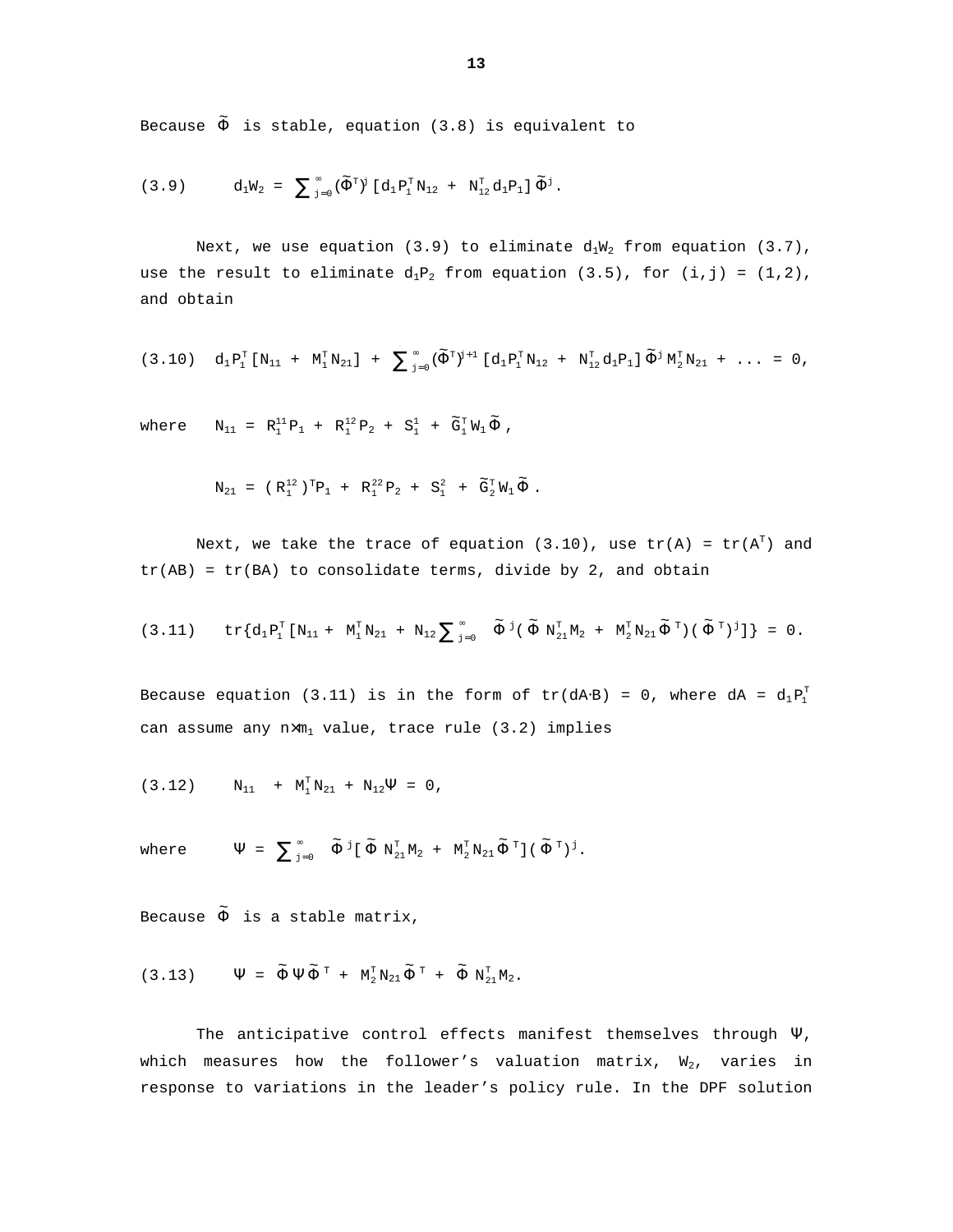Because $\tilde{\Phi}$ is stable, equation (3.8) is equivalent to

$$(3.9) \qquad d_1W_2 = \sum_{j=0}^{\infty}(\tilde{\Phi}^T)^j\,[d_1P_1^T N_{12} + N_{12}^T d_1P_1]\,\tilde{\Phi}^j.$$

Next, we use equation (3.9) to eliminate $d_1W_2$ from equation (3.7), use the result to eliminate $d_1P_2$ from equation (3.5), for (i,j) = (1,2), and obtain

$$(3.10) \quad d_1P_1^T[N_{11} + M_1^T N_{21}] + \sum_{j=0}^{\infty}(\tilde{\Phi}^T)^{j+1}\,[d_1P_1^T N_{12} + N_{12}^T d_1P_1]\,\tilde{\Phi}^j M_2^T N_{21} + \ldots = 0,$$

where $\quad N_{11} = R_1^{11}P_1 + R_1^{12}P_2 + S_1^1 + \tilde{G}_1^T W_1\tilde{\Phi}$,

$$N_{21} = (R_1^{12})^T P_1 + R_1^{22}P_2 + S_1^2 + \tilde{G}_2^T W_1\tilde{\Phi}.$$

Next, we take the trace of equation (3.10), use $tr(A) = tr(A^T)$ and $tr(AB) = tr(BA)$ to consolidate terms, divide by 2, and obtain

$$(3.11) \quad tr\{d_1P_1^T[N_{11} + M_1^T N_{21} + N_{12}\sum_{j=0}^{\infty}\tilde{\Phi}^j(\tilde{\Phi}N_{21}^T M_2 + M_2^T N_{21}\tilde{\Phi}^T)(\tilde{\Phi}^T)^j]\} = 0.$$

Because equation (3.11) is in the form of $tr(dA{\cdot}B) = 0$, where $dA = d_1P_1^T$ can assume any $n{\times}m_1$ value, trace rule (3.2) implies

$$(3.12) \qquad N_{11} + M_1^T N_{21} + N_{12}\Psi = 0,$$

where $\qquad \Psi = \sum_{j=0}^{\infty}\tilde{\Phi}^j[\tilde{\Phi}N_{21}^T M_2 + M_2^T N_{21}\tilde{\Phi}^T](\tilde{\Phi}^T)^j.$

Because $\tilde{\Phi}$ is a stable matrix,

$$(3.13) \qquad \Psi = \tilde{\Phi}\Psi\tilde{\Phi}^T + M_2^T N_{21}\tilde{\Phi}^T + \tilde{\Phi}N_{21}^T M_2.$$

The anticipative control effects manifest themselves through $\Psi$, which measures how the follower's valuation matrix, $W_2$, varies in response to variations in the leader's policy rule. In the DPF solution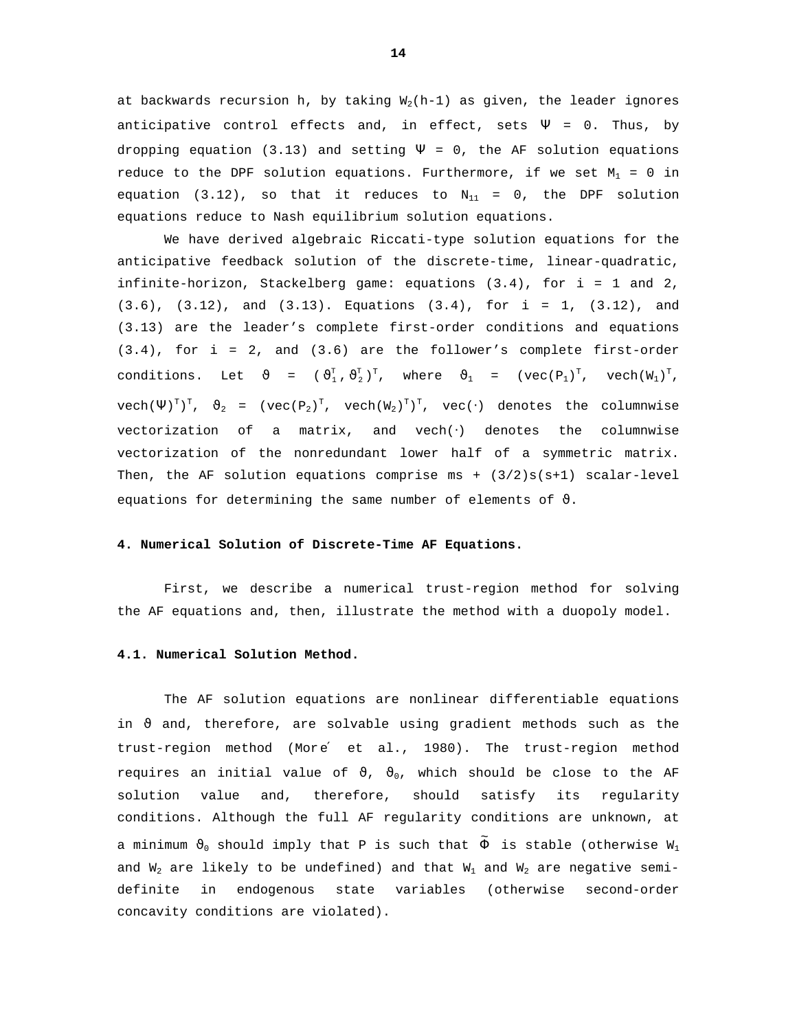at backwards recursion h, by taking $W_2(h-1)$ as given, the leader ignores anticipative control effects and, in effect, sets $\Psi = 0$. Thus, by dropping equation (3.13) and setting $\Psi = 0$, the AF solution equations reduce to the DPF solution equations. Furthermore, if we set $M_1 = 0$ in equation (3.12), so that it reduces to $N_{11} = 0$, the DPF solution equations reduce to Nash equilibrium solution equations.

We have derived algebraic Riccati-type solution equations for the anticipative feedback solution of the discrete-time, linear-quadratic, infinite-horizon, Stackelberg game: equations (3.4), for i = 1 and 2, (3.6), (3.12), and (3.13). Equations (3.4), for i = 1, (3.12), and (3.13) are the leader's complete first-order conditions and equations (3.4), for i = 2, and (3.6) are the follower's complete first-order conditions. Let $\vartheta = (\vartheta_1^T, \vartheta_2^T)^T$, where $\vartheta_1 = (\text{vec}(P_1)^T, \text{vech}(W_1)^T, \text{vech}(\Psi)^T)^T$, $\vartheta_2 = (\text{vec}(P_2)^T, \text{vech}(W_2)^T)^T$, $\text{vec}(\cdot)$ denotes the columnwise vectorization of a matrix, and $\text{vech}(\cdot)$ denotes the columnwise vectorization of the nonredundant lower half of a symmetric matrix. Then, the AF solution equations comprise $ms + (3/2)s(s+1)$ scalar-level equations for determining the same number of elements of $\vartheta$.

## 4. Numerical Solution of Discrete-Time AF Equations.

First, we describe a numerical trust-region method for solving the AF equations and, then, illustrate the method with a duopoly model.

### 4.1. Numerical Solution Method.

The AF solution equations are nonlinear differentiable equations in $\vartheta$ and, therefore, are solvable using gradient methods such as the trust-region method (Moré et al., 1980). The trust-region method requires an initial value of $\vartheta$, $\vartheta_0$, which should be close to the AF solution value and, therefore, should satisfy its regularity conditions. Although the full AF regularity conditions are unknown, at a minimum $\vartheta_0$ should imply that P is such that $\tilde{\Phi}$ is stable (otherwise $W_1$ and $W_2$ are likely to be undefined) and that $W_1$ and $W_2$ are negative semi-definite in endogenous state variables (otherwise second-order concavity conditions are violated).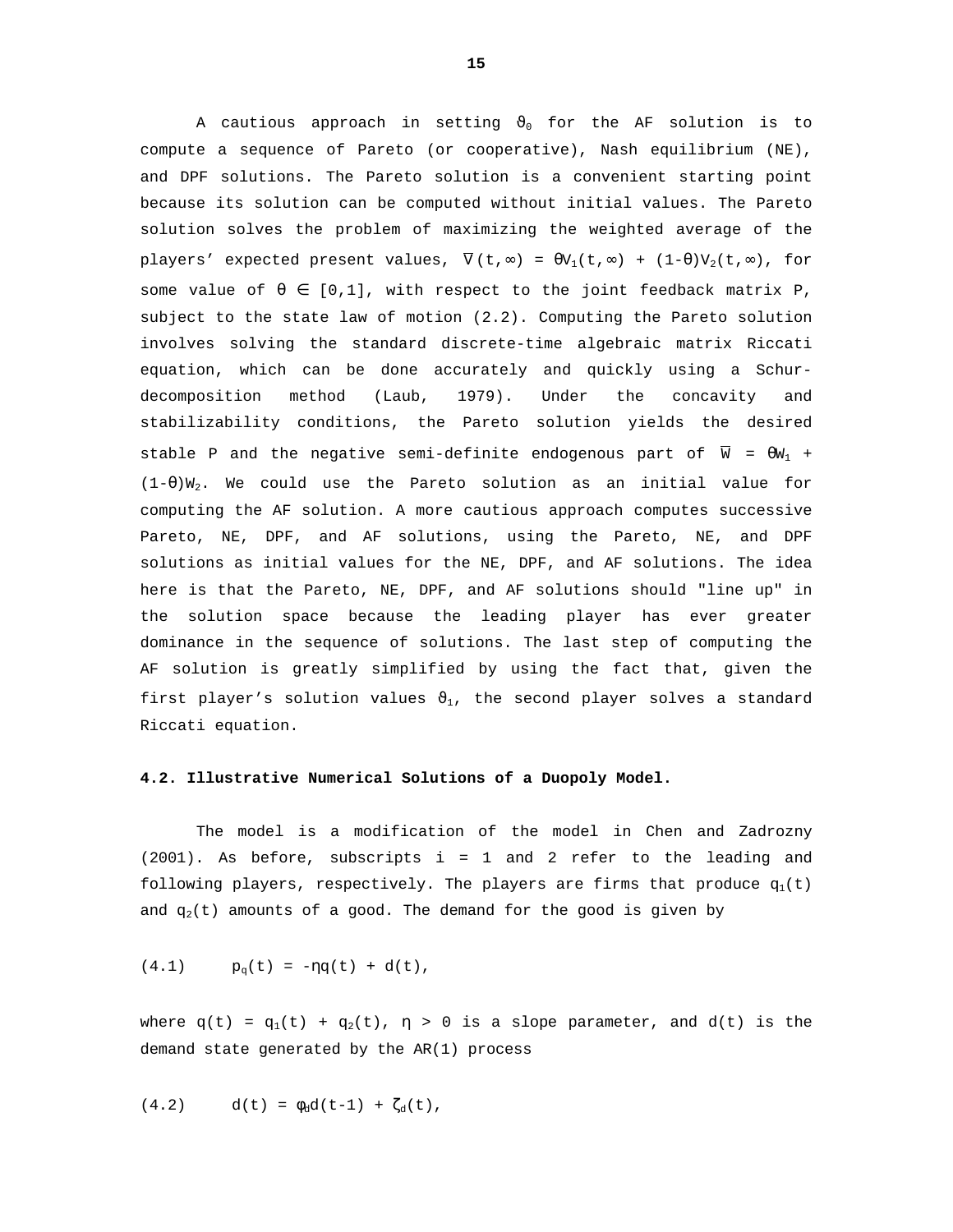A cautious approach in setting $\vartheta_0$ for the AF solution is to compute a sequence of Pareto (or cooperative), Nash equilibrium (NE), and DPF solutions. The Pareto solution is a convenient starting point because its solution can be computed without initial values. The Pareto solution solves the problem of maximizing the weighted average of the players' expected present values, $\overline{V}(t,\infty) = \theta V_1(t,\infty) + (1-\theta)V_2(t,\infty)$, for some value of $\theta \in [0,1]$, with respect to the joint feedback matrix P, subject to the state law of motion (2.2). Computing the Pareto solution involves solving the standard discrete-time algebraic matrix Riccati equation, which can be done accurately and quickly using a Schur-decomposition method (Laub, 1979). Under the concavity and stabilizability conditions, the Pareto solution yields the desired stable P and the negative semi-definite endogenous part of $\overline{W} = \theta W_1 + (1-\theta)W_2$. We could use the Pareto solution as an initial value for computing the AF solution. A more cautious approach computes successive Pareto, NE, DPF, and AF solutions, using the Pareto, NE, and DPF solutions as initial values for the NE, DPF, and AF solutions. The idea here is that the Pareto, NE, DPF, and AF solutions should "line up" in the solution space because the leading player has ever greater dominance in the sequence of solutions. The last step of computing the AF solution is greatly simplified by using the fact that, given the first player's solution values $\vartheta_1$, the second player solves a standard Riccati equation.

**4.2. Illustrative Numerical Solutions of a Duopoly Model.**

The model is a modification of the model in Chen and Zadrozny (2001). As before, subscripts i = 1 and 2 refer to the leading and following players, respectively. The players are firms that produce $q_1(t)$ and $q_2(t)$ amounts of a good. The demand for the good is given by

$$(4.1) \qquad p_q(t) = -\eta q(t) + d(t),$$

where $q(t) = q_1(t) + q_2(t)$, $\eta > 0$ is a slope parameter, and $d(t)$ is the demand state generated by the AR(1) process

$$(4.2) \qquad d(t) = \phi_d d(t-1) + \zeta_d(t),$$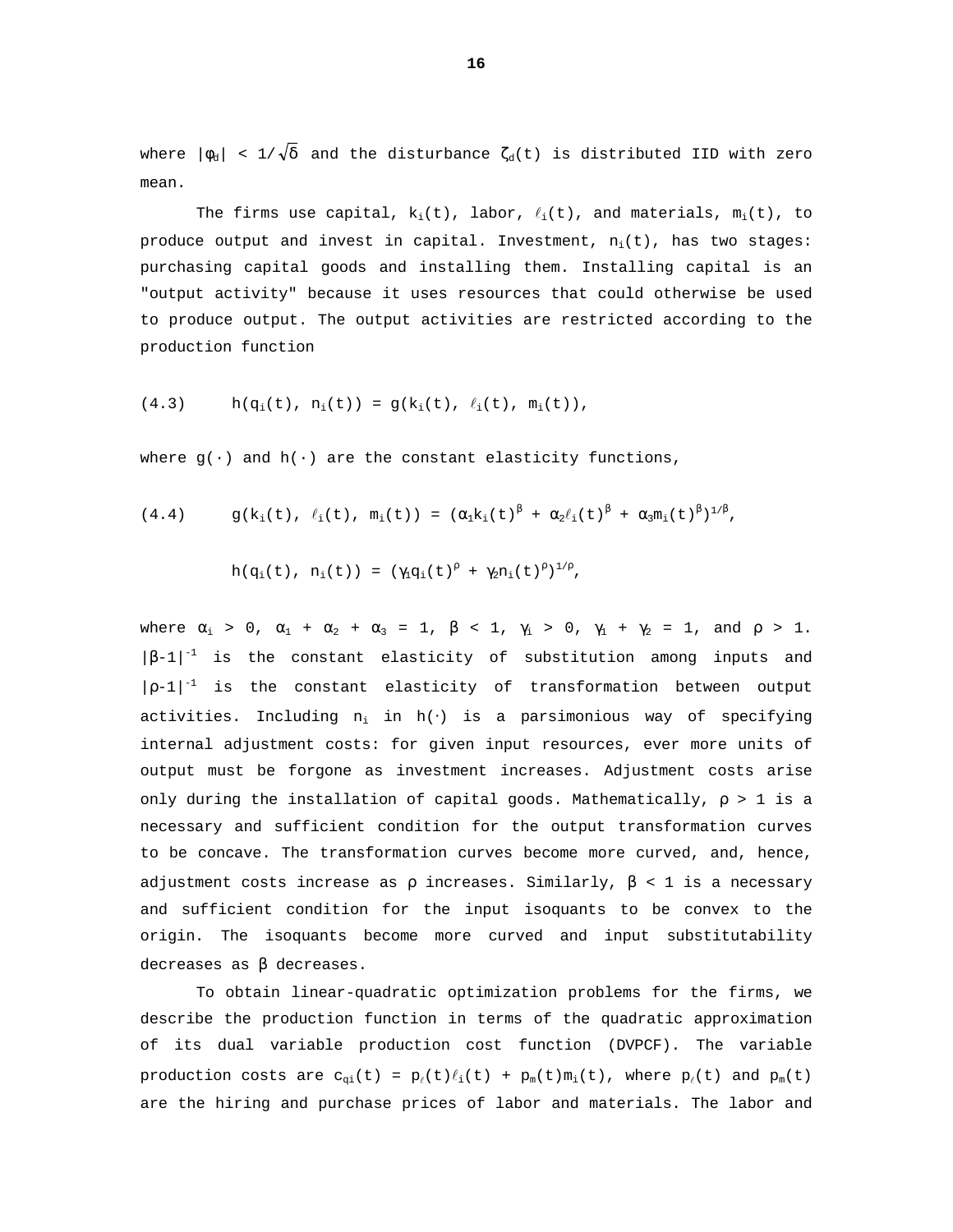where $|\phi_d| < 1/\sqrt{\delta}$ and the disturbance $\zeta_d(t)$ is distributed IID with zero mean.

The firms use capital, $k_i(t)$, labor, $\ell_i(t)$, and materials, $m_i(t)$, to produce output and invest in capital. Investment, $n_i(t)$, has two stages: purchasing capital goods and installing them. Installing capital is an "output activity" because it uses resources that could otherwise be used to produce output. The output activities are restricted according to the production function

$$(4.3) \qquad h(q_i(t),\, n_i(t)) = g(k_i(t),\, \ell_i(t),\, m_i(t)),$$

where $g(\cdot)$ and $h(\cdot)$ are the constant elasticity functions,

$$(4.4) \qquad g(k_i(t),\, \ell_i(t),\, m_i(t)) = (\alpha_1 k_i(t)^\beta + \alpha_2 \ell_i(t)^\beta + \alpha_3 m_i(t)^\beta)^{1/\beta},$$

$$h(q_i(t),\, n_i(t)) = (\gamma_1 q_i(t)^\rho + \gamma_2 n_i(t)^\rho)^{1/\rho},$$

where $\alpha_i > 0$, $\alpha_1 + \alpha_2 + \alpha_3 = 1$, $\beta < 1$, $\gamma_i > 0$, $\gamma_1 + \gamma_2 = 1$, and $\rho > 1$. $|\beta\text{-}1|^{-1}$ is the constant elasticity of substitution among inputs and $|\rho\text{-}1|^{-1}$ is the constant elasticity of transformation between output activities. Including $n_i$ in $h(\cdot)$ is a parsimonious way of specifying internal adjustment costs: for given input resources, ever more units of output must be forgone as investment increases. Adjustment costs arise only during the installation of capital goods. Mathematically, $\rho > 1$ is a necessary and sufficient condition for the output transformation curves to be concave. The transformation curves become more curved, and, hence, adjustment costs increase as $\rho$ increases. Similarly, $\beta < 1$ is a necessary and sufficient condition for the input isoquants to be convex to the origin. The isoquants become more curved and input substitutability decreases as $\beta$ decreases.

To obtain linear-quadratic optimization problems for the firms, we describe the production function in terms of the quadratic approximation of its dual variable production cost function (DVPCF). The variable production costs are $c_{qi}(t) = p_\ell(t)\ell_i(t) + p_m(t)m_i(t)$, where $p_\ell(t)$ and $p_m(t)$ are the hiring and purchase prices of labor and materials. The labor and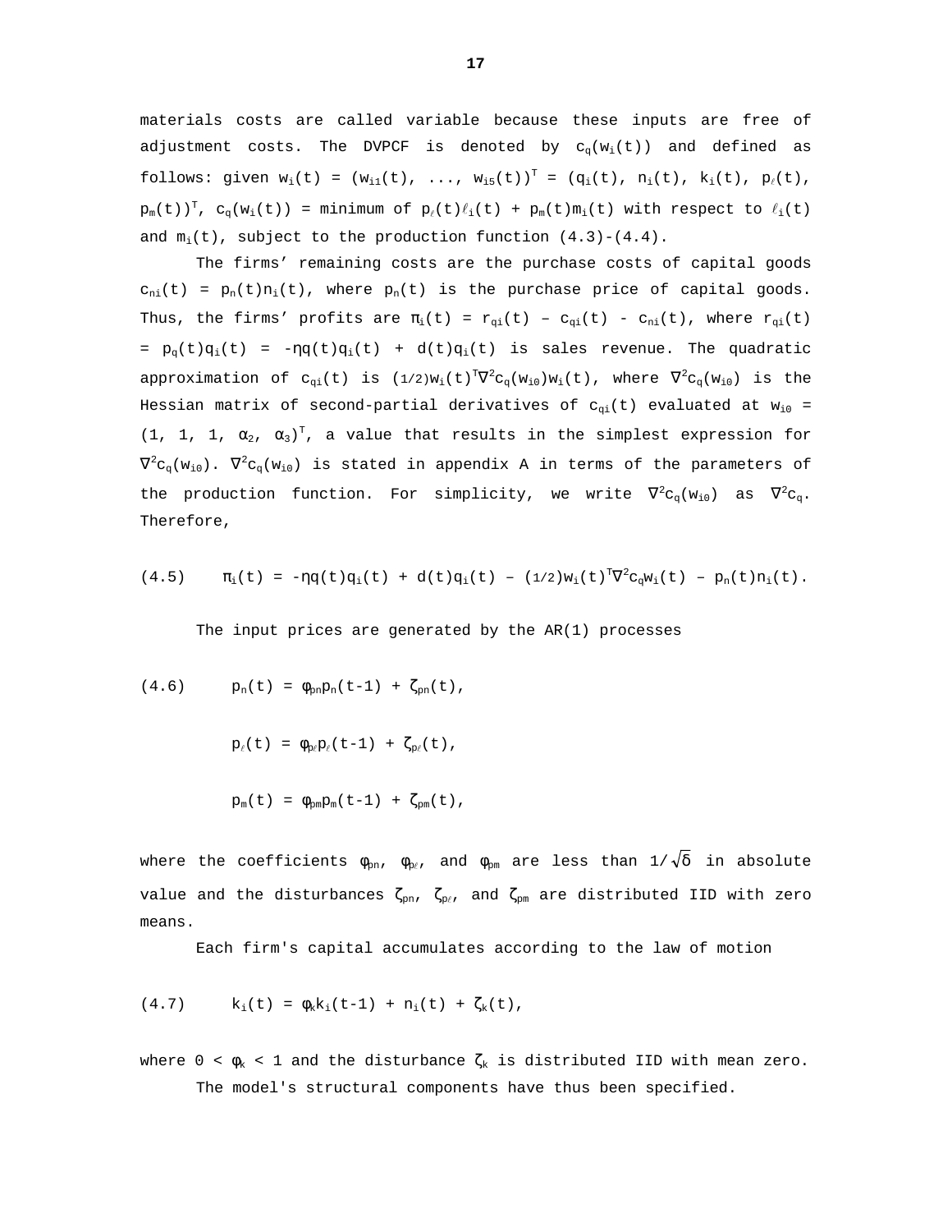materials costs are called variable because these inputs are free of adjustment costs. The DVPCF is denoted by $c_q(w_i(t))$ and defined as follows: given $w_i(t) = (w_{i1}(t), ..., w_{i5}(t))^T = (q_i(t), n_i(t), k_i(t), p_\ell(t), p_m(t))^T$, $c_q(w_i(t))$ = minimum of $p_\ell(t)\ell_i(t) + p_m(t)m_i(t)$ with respect to $\ell_i(t)$ and $m_i(t)$, subject to the production function (4.3)-(4.4).

The firms' remaining costs are the purchase costs of capital goods $c_{ni}(t) = p_n(t)n_i(t)$, where $p_n(t)$ is the purchase price of capital goods. Thus, the firms' profits are $\pi_i(t) = r_{qi}(t) - c_{qi}(t) - c_{ni}(t)$, where $r_{qi}(t) = p_q(t)q_i(t) = -\eta q(t)q_i(t) + d(t)q_i(t)$ is sales revenue. The quadratic approximation of $c_{qi}(t)$ is $(1/2)w_i(t)^T\nabla^2c_q(w_{i0})w_i(t)$, where $\nabla^2c_q(w_{i0})$ is the Hessian matrix of second-partial derivatives of $c_{qi}(t)$ evaluated at $w_{i0} = (1, 1, 1, \alpha_2, \alpha_3)^T$, a value that results in the simplest expression for $\nabla^2c_q(w_{i0})$. $\nabla^2c_q(w_{i0})$ is stated in appendix A in terms of the parameters of the production function. For simplicity, we write $\nabla^2c_q(w_{i0})$ as $\nabla^2c_q$. Therefore,

$$(4.5) \qquad \pi_i(t) = -\eta q(t)q_i(t) + d(t)q_i(t) - (1/2)w_i(t)^T\nabla^2c_q w_i(t) - p_n(t)n_i(t).$$

The input prices are generated by the AR(1) processes

$$(4.6) \qquad p_n(t) = \varphi_{pn}p_n(t-1) + \zeta_{pn}(t),$$

$$p_\ell(t) = \varphi_{p\ell}p_\ell(t-1) + \zeta_{p\ell}(t),$$

$$p_m(t) = \varphi_{pm}p_m(t-1) + \zeta_{pm}(t),$$

where the coefficients $\varphi_{pn}$, $\varphi_{p\ell}$, and $\varphi_{pm}$ are less than $1/\sqrt{\delta}$ in absolute value and the disturbances $\zeta_{pn}$, $\zeta_{p\ell}$, and $\zeta_{pm}$ are distributed IID with zero means.

Each firm's capital accumulates according to the law of motion

$$(4.7) \qquad k_i(t) = \varphi_k k_i(t-1) + n_i(t) + \zeta_k(t),$$

where $0 < \varphi_k < 1$ and the disturbance $\zeta_k$ is distributed IID with mean zero.

The model's structural components have thus been specified.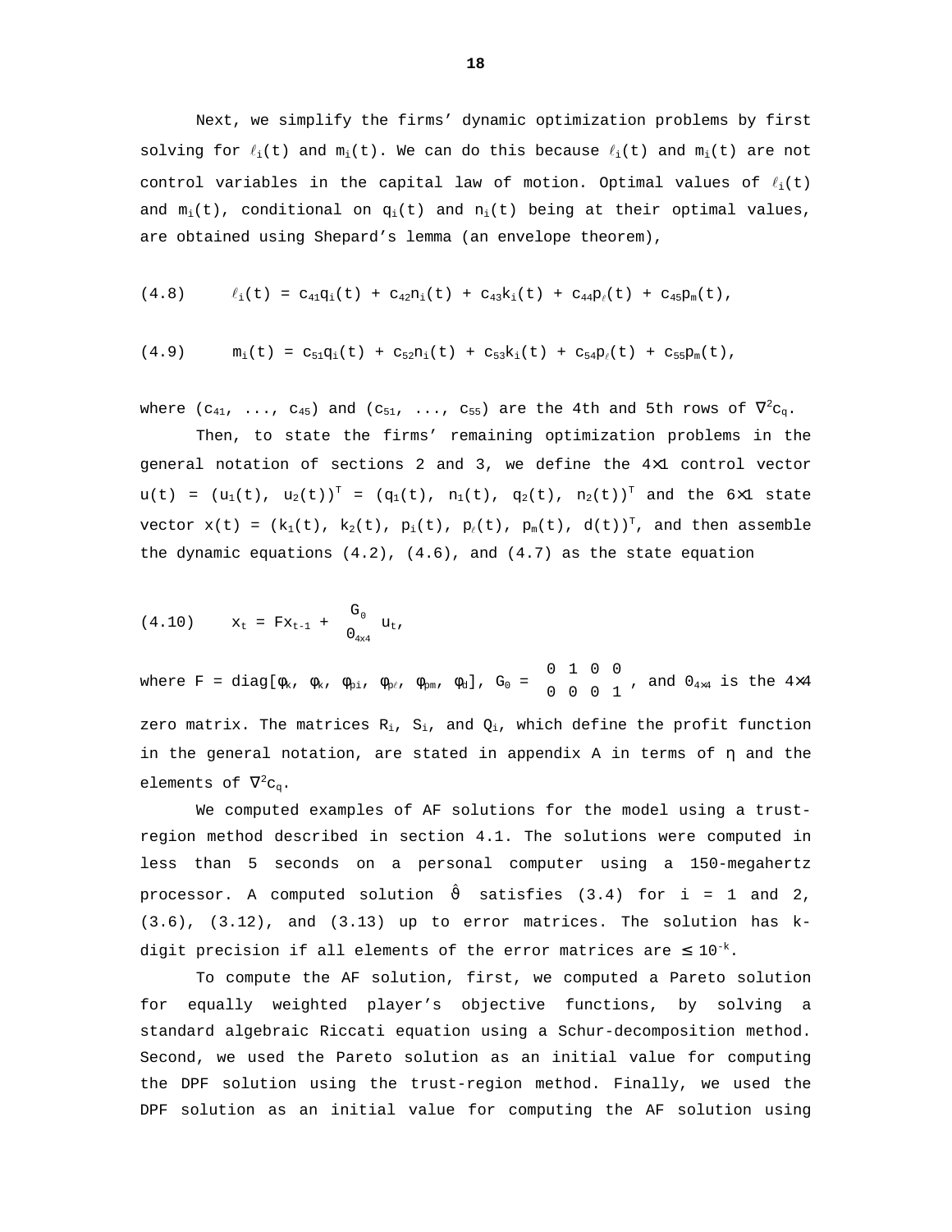Next, we simplify the firms' dynamic optimization problems by first solving for $\ell_i(t)$ and $m_i(t)$. We can do this because $\ell_i(t)$ and $m_i(t)$ are not control variables in the capital law of motion. Optimal values of $\ell_i(t)$ and $m_i(t)$, conditional on $q_i(t)$ and $n_i(t)$ being at their optimal values, are obtained using Shepard's lemma (an envelope theorem),

$$\ell_i(t) = c_{41}q_i(t) + c_{42}n_i(t) + c_{43}k_i(t) + c_{44}p_\ell(t) + c_{45}p_m(t), \tag{4.8}$$

$$m_i(t) = c_{51}q_i(t) + c_{52}n_i(t) + c_{53}k_i(t) + c_{54}p_\ell(t) + c_{55}p_m(t), \tag{4.9}$$

where $(c_{41}, \ldots, c_{45})$ and $(c_{51}, \ldots, c_{55})$ are the 4th and 5th rows of $\nabla^2 c_q$.

Then, to state the firms' remaining optimization problems in the general notation of sections 2 and 3, we define the $4\times1$ control vector $u(t) = (u_1(t), u_2(t))^T = (q_1(t), n_1(t), q_2(t), n_2(t))^T$ and the $6\times1$ state vector $x(t) = (k_1(t), k_2(t), p_i(t), p_\ell(t), p_m(t), d(t))^T$, and then assemble the dynamic equations (4.2), (4.6), and (4.7) as the state equation

$$x_t = Fx_{t-1} + \begin{bmatrix} G_0 \\ 0_{4\times4} \end{bmatrix} u_t, \tag{4.10}$$

where $F = \text{diag}[\varphi_k, \varphi_k, \varphi_{pi}, \varphi_{p\ell}, \varphi_{pm}, \varphi_d]$, $G_0 = \begin{bmatrix} 0 & 1 & 0 & 0 \\ 0 & 0 & 0 & 1 \end{bmatrix}$, and $0_{4\times4}$ is the $4\times4$ zero matrix. The matrices $R_i$, $S_i$, and $Q_i$, which define the profit function in the general notation, are stated in appendix A in terms of $\eta$ and the elements of $\nabla^2 c_q$.

We computed examples of AF solutions for the model using a trust-region method described in section 4.1. The solutions were computed in less than 5 seconds on a personal computer using a 150-megahertz processor. A computed solution $\hat{\vartheta}$ satisfies (3.4) for i = 1 and 2, (3.6), (3.12), and (3.13) up to error matrices. The solution has k-digit precision if all elements of the error matrices are $\leq 10^{-k}$.

To compute the AF solution, first, we computed a Pareto solution for equally weighted player's objective functions, by solving a standard algebraic Riccati equation using a Schur-decomposition method. Second, we used the Pareto solution as an initial value for computing the DPF solution using the trust-region method. Finally, we used the DPF solution as an initial value for computing the AF solution using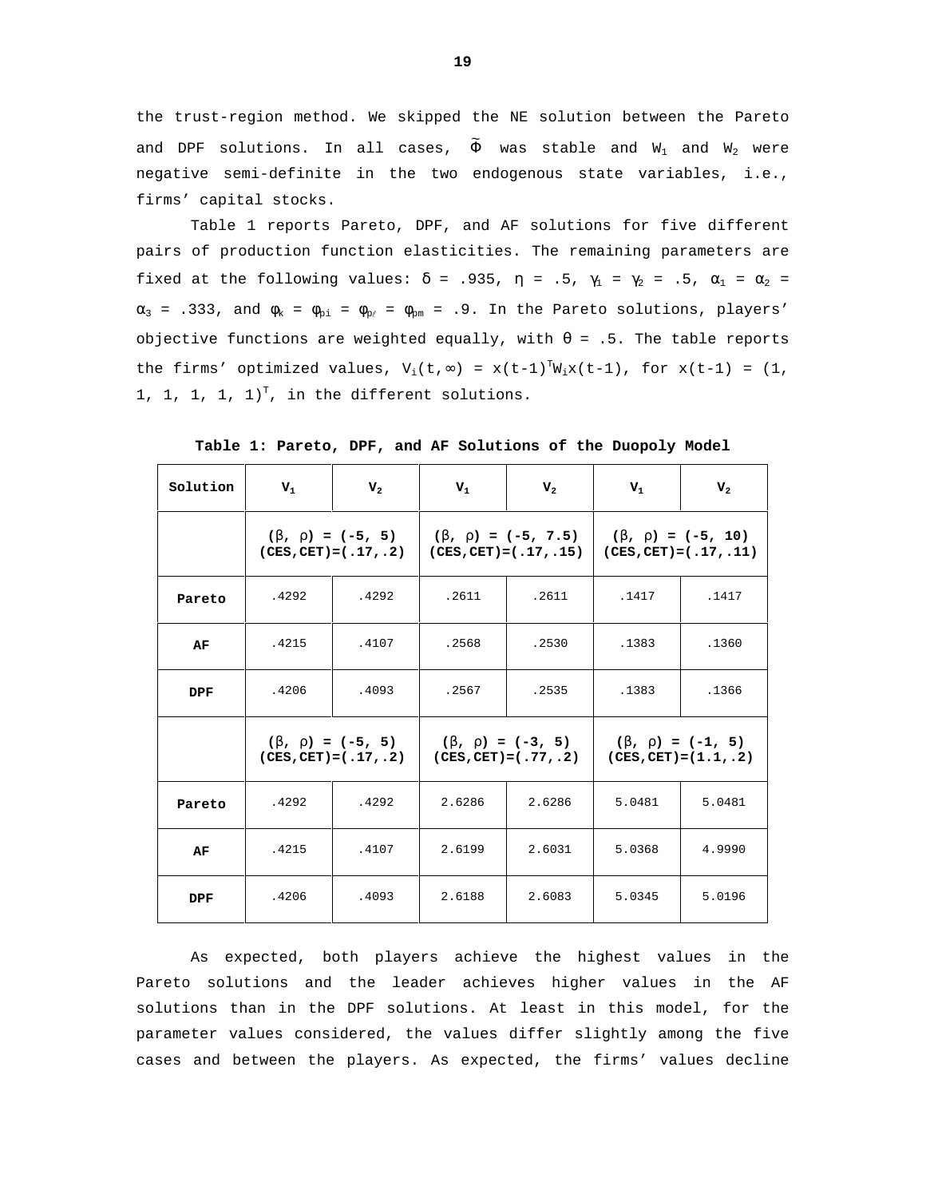the trust-region method. We skipped the NE solution between the Pareto and DPF solutions. In all cases, $\tilde{\Phi}$ was stable and $W_1$ and $W_2$ were negative semi-definite in the two endogenous state variables, i.e., firms' capital stocks.

Table 1 reports Pareto, DPF, and AF solutions for five different pairs of production function elasticities. The remaining parameters are fixed at the following values: $\delta = .935$, $\eta = .5$, $\gamma_1 = \gamma_2 = .5$, $\alpha_1 = \alpha_2 = \alpha_3 = .333$, and $\phi_k = \phi_{pi} = \phi_{p\ell} = \phi_{pm} = .9$. In the Pareto solutions, players' objective functions are weighted equally, with $\theta = .5$. The table reports the firms' optimized values, $V_i(t,\infty) = x(t-1)^T W_i x(t-1)$, for $x(t-1) = (1, 1, 1, 1, 1, 1)^T$, in the different solutions.

**Table 1: Pareto, DPF, and AF Solutions of the Duopoly Model**

| Solution | $V_1$ | $V_2$ | $V_1$ | $V_2$ | $V_1$ | $V_2$ |
|---|---|---|---|---|---|---|
| | **($\beta$, $\rho$) = (-5, 5) (CES,CET)=(.17,.2)** | | **($\beta$, $\rho$) = (-5, 7.5) (CES,CET)=(.17,.15)** | | **($\beta$, $\rho$) = (-5, 10) (CES,CET)=(.17,.11)** | |
| **Pareto** | .4292 | .4292 | .2611 | .2611 | .1417 | .1417 |
| **AF** | .4215 | .4107 | .2568 | .2530 | .1383 | .1360 |
| **DPF** | .4206 | .4093 | .2567 | .2535 | .1383 | .1366 |
| | **($\beta$, $\rho$) = (-5, 5) (CES,CET)=(.17,.2)** | | **($\beta$, $\rho$) = (-3, 5) (CES,CET)=(.77,.2)** | | **($\beta$, $\rho$) = (-1, 5) (CES,CET)=(1.1,.2)** | |
| **Pareto** | .4292 | .4292 | 2.6286 | 2.6286 | 5.0481 | 5.0481 |
| **AF** | .4215 | .4107 | 2.6199 | 2.6031 | 5.0368 | 4.9990 |
| **DPF** | .4206 | .4093 | 2.6188 | 2.6083 | 5.0345 | 5.0196 |

As expected, both players achieve the highest values in the Pareto solutions and the leader achieves higher values in the AF solutions than in the DPF solutions. At least in this model, for the parameter values considered, the values differ slightly among the five cases and between the players. As expected, the firms' values decline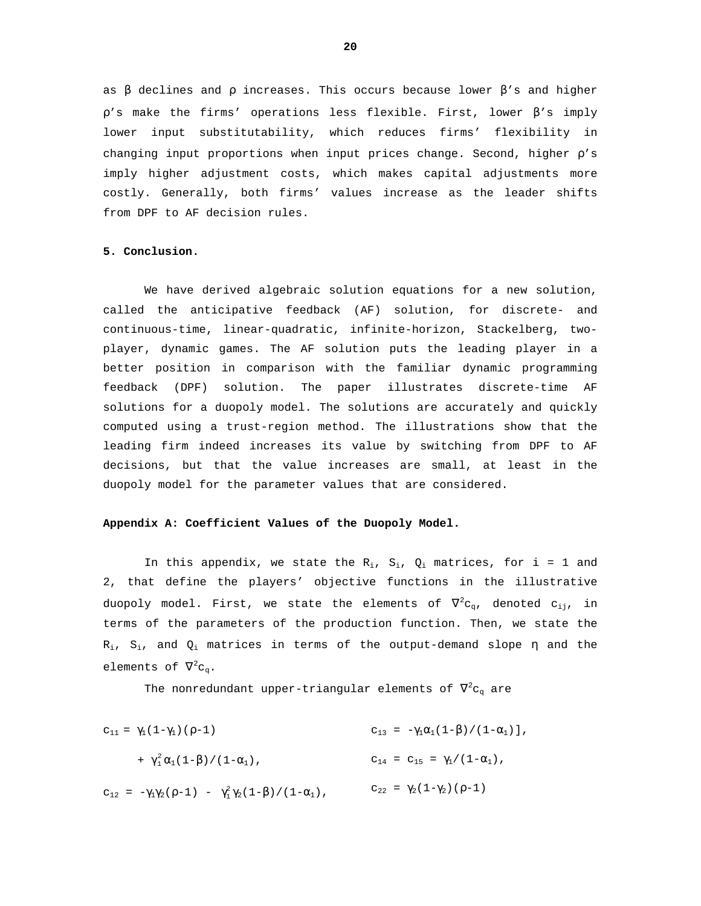as $\beta$ declines and $\rho$ increases. This occurs because lower $\beta$'s and higher $\rho$'s make the firms' operations less flexible. First, lower $\beta$'s imply lower input substitutability, which reduces firms' flexibility in changing input proportions when input prices change. Second, higher $\rho$'s imply higher adjustment costs, which makes capital adjustments more costly. Generally, both firms' values increase as the leader shifts from DPF to AF decision rules.

**5. Conclusion.**

We have derived algebraic solution equations for a new solution, called the anticipative feedback (AF) solution, for discrete- and continuous-time, linear-quadratic, infinite-horizon, Stackelberg, two-player, dynamic games. The AF solution puts the leading player in a better position in comparison with the familiar dynamic programming feedback (DPF) solution. The paper illustrates discrete-time AF solutions for a duopoly model. The solutions are accurately and quickly computed using a trust-region method. The illustrations show that the leading firm indeed increases its value by switching from DPF to AF decisions, but that the value increases are small, at least in the duopoly model for the parameter values that are considered.

**Appendix A: Coefficient Values of the Duopoly Model.**

In this appendix, we state the $R_i$, $S_i$, $Q_i$ matrices, for i = 1 and 2, that define the players' objective functions in the illustrative duopoly model. First, we state the elements of $\nabla^2 c_q$, denoted $c_{ij}$, in terms of the parameters of the production function. Then, we state the $R_i$, $S_i$, and $Q_i$ matrices in terms of the output-demand slope $\eta$ and the elements of $\nabla^2 c_q$.

The nonredundant upper-triangular elements of $\nabla^2 c_q$ are

$$c_{11} = \gamma_1(1-\gamma_1)(\rho-1) + \gamma_1^2\alpha_1(1-\beta)/(1-\alpha_1),$$

$$c_{12} = -\gamma_1\gamma_2(\rho-1) - \gamma_1^2\gamma_2(1-\beta)/(1-\alpha_1),$$

$$c_{13} = -\gamma_1\alpha_1(1-\beta)/(1-\alpha_1)],$$

$$c_{14} = c_{15} = \gamma_1/(1-\alpha_1),$$

$$c_{22} = \gamma_2(1-\gamma_2)(\rho-1)$$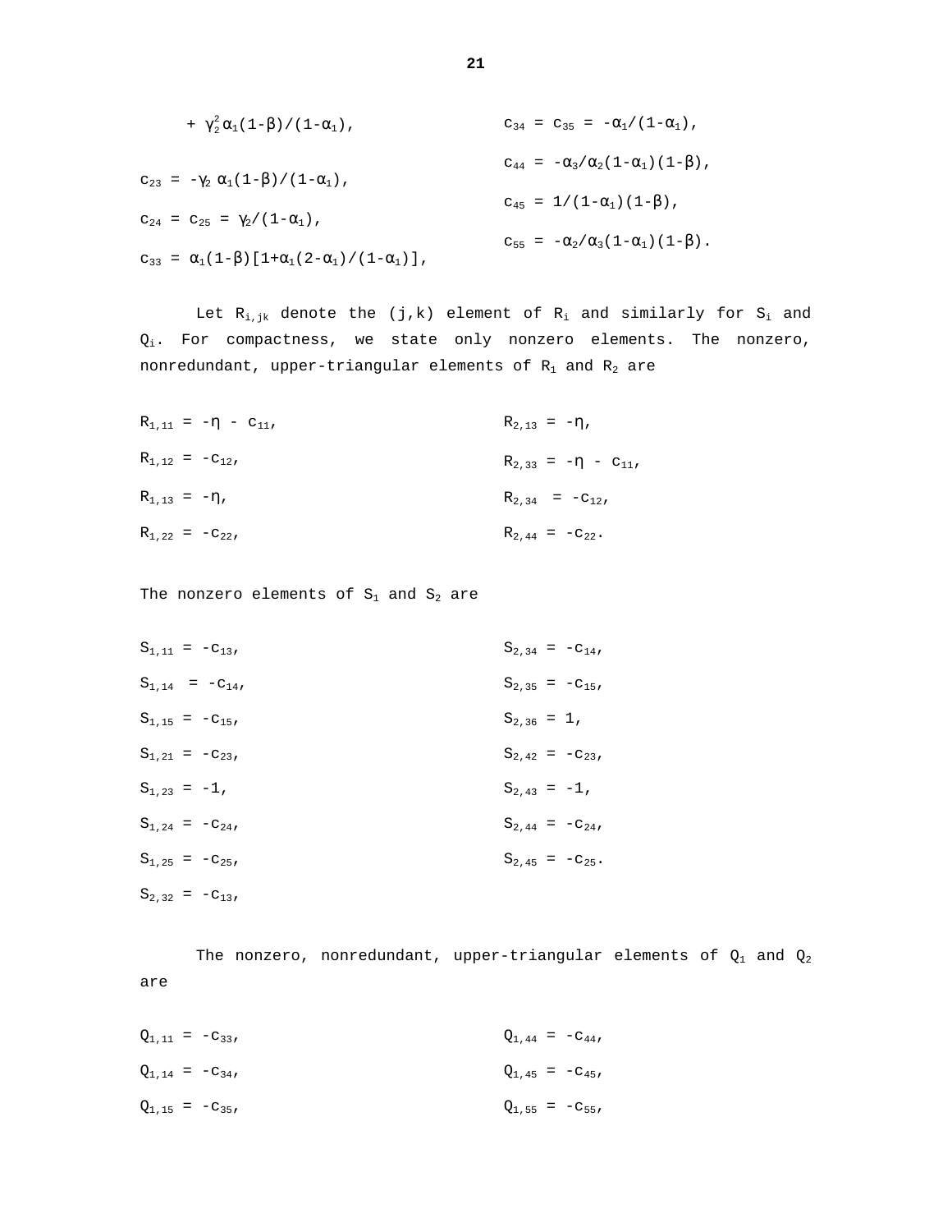$$+ \gamma_2^2 \alpha_1(1-\beta)/(1-\alpha_1),$$

$$c_{23} = -\gamma_2 \alpha_1(1-\beta)/(1-\alpha_1),$$

$$c_{24} = c_{25} = \gamma_2/(1-\alpha_1),$$

$$c_{33} = \alpha_1(1-\beta)[1+\alpha_1(2-\alpha_1)/(1-\alpha_1)],$$

$$c_{34} = c_{35} = -\alpha_1/(1-\alpha_1),$$

$$c_{44} = -\alpha_3/\alpha_2(1-\alpha_1)(1-\beta),$$

$$c_{45} = 1/(1-\alpha_1)(1-\beta),$$

$$c_{55} = -\alpha_2/\alpha_3(1-\alpha_1)(1-\beta).$$

Let $R_{i,jk}$ denote the (j,k) element of $R_i$ and similarly for $S_i$ and $Q_i$. For compactness, we state only nonzero elements. The nonzero, nonredundant, upper-triangular elements of $R_1$ and $R_2$ are

$$R_{1,11} = -\eta - c_{11},$$

$$R_{1,12} = -c_{12},$$

$$R_{1,13} = -\eta,$$

$$R_{1,22} = -c_{22},$$

$$R_{2,13} = -\eta,$$

$$R_{2,33} = -\eta - c_{11},$$

$$R_{2,34} = -c_{12},$$

$$R_{2,44} = -c_{22}.$$

The nonzero elements of $S_1$ and $S_2$ are

$$S_{1,11} = -c_{13},$$

$$S_{1,14} = -c_{14},$$

$$S_{1,15} = -c_{15},$$

$$S_{1,21} = -c_{23},$$

$$S_{1,23} = -1,$$

$$S_{1,24} = -c_{24},$$

$$S_{1,25} = -c_{25},$$

$$S_{2,32} = -c_{13},$$

$$S_{2,34} = -c_{14},$$

$$S_{2,35} = -c_{15},$$

$$S_{2,36} = 1,$$

$$S_{2,42} = -c_{23},$$

$$S_{2,43} = -1,$$

$$S_{2,44} = -c_{24},$$

$$S_{2,45} = -c_{25}.$$

The nonzero, nonredundant, upper-triangular elements of $Q_1$ and $Q_2$ are

$$Q_{1,11} = -c_{33},$$

$$Q_{1,14} = -c_{34},$$

$$Q_{1,15} = -c_{35},$$

$$Q_{1,44} = -c_{44},$$

$$Q_{1,45} = -c_{45},$$

$$Q_{1,55} = -c_{55},$$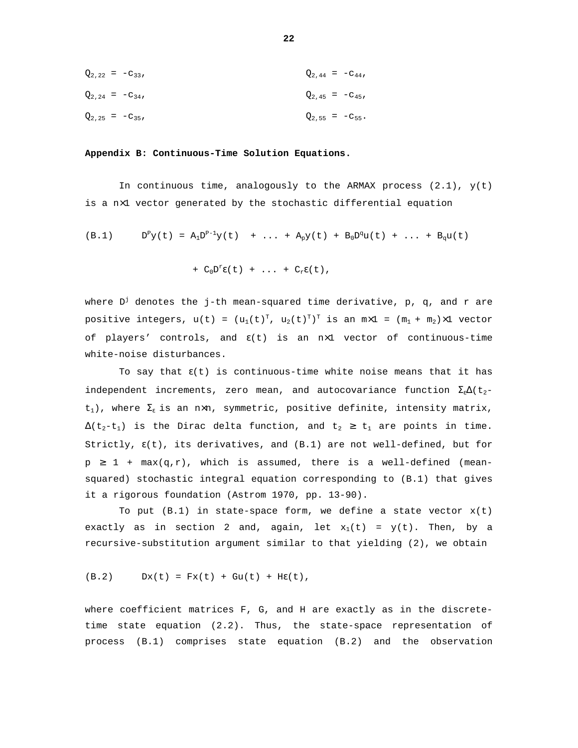$Q_{2,22} = -c_{33}$, $Q_{2,44} = -c_{44}$,

$Q_{2,24} = -c_{34}$, $Q_{2,45} = -c_{45}$,

$Q_{2,25} = -c_{35}$, $Q_{2,55} = -c_{55}$.

**Appendix B: Continuous-Time Solution Equations.**

In continuous time, analogously to the ARMAX process (2.1), $y(t)$ is a $n\times1$ vector generated by the stochastic differential equation

$$\text{(B.1)} \qquad D^p y(t) = A_1 D^{p-1} y(t) + \ldots + A_p y(t) + B_0 D^q u(t) + \ldots + B_q u(t)$$

$$+ C_0 D^r \varepsilon(t) + \ldots + C_r \varepsilon(t),$$

where $D^j$ denotes the j-th mean-squared time derivative, p, q, and r are positive integers, $u(t) = (u_1(t)^T, u_2(t)^T)^T$ is an $m\times1 = (m_1 + m_2)\times1$ vector of players' controls, and $\varepsilon(t)$ is an $n\times1$ vector of continuous-time white-noise disturbances.

To say that $\varepsilon(t)$ is continuous-time white noise means that it has independent increments, zero mean, and autocovariance function $\Sigma_\varepsilon\Delta(t_2-t_1)$, where $\Sigma_\varepsilon$ is an $n\times n$, symmetric, positive definite, intensity matrix, $\Delta(t_2-t_1)$ is the Dirac delta function, and $t_2 \geq t_1$ are points in time. Strictly, $\varepsilon(t)$, its derivatives, and (B.1) are not well-defined, but for $p \geq 1 + \max(q,r)$, which is assumed, there is a well-defined (mean-squared) stochastic integral equation corresponding to (B.1) that gives it a rigorous foundation (Astrom 1970, pp. 13-90).

To put (B.1) in state-space form, we define a state vector $x(t)$ exactly as in section 2 and, again, let $x_1(t) = y(t)$. Then, by a recursive-substitution argument similar to that yielding (2), we obtain

$$\text{(B.2)} \qquad Dx(t) = Fx(t) + Gu(t) + H\varepsilon(t),$$

where coefficient matrices F, G, and H are exactly as in the discrete-time state equation (2.2). Thus, the state-space representation of process (B.1) comprises state equation (B.2) and the observation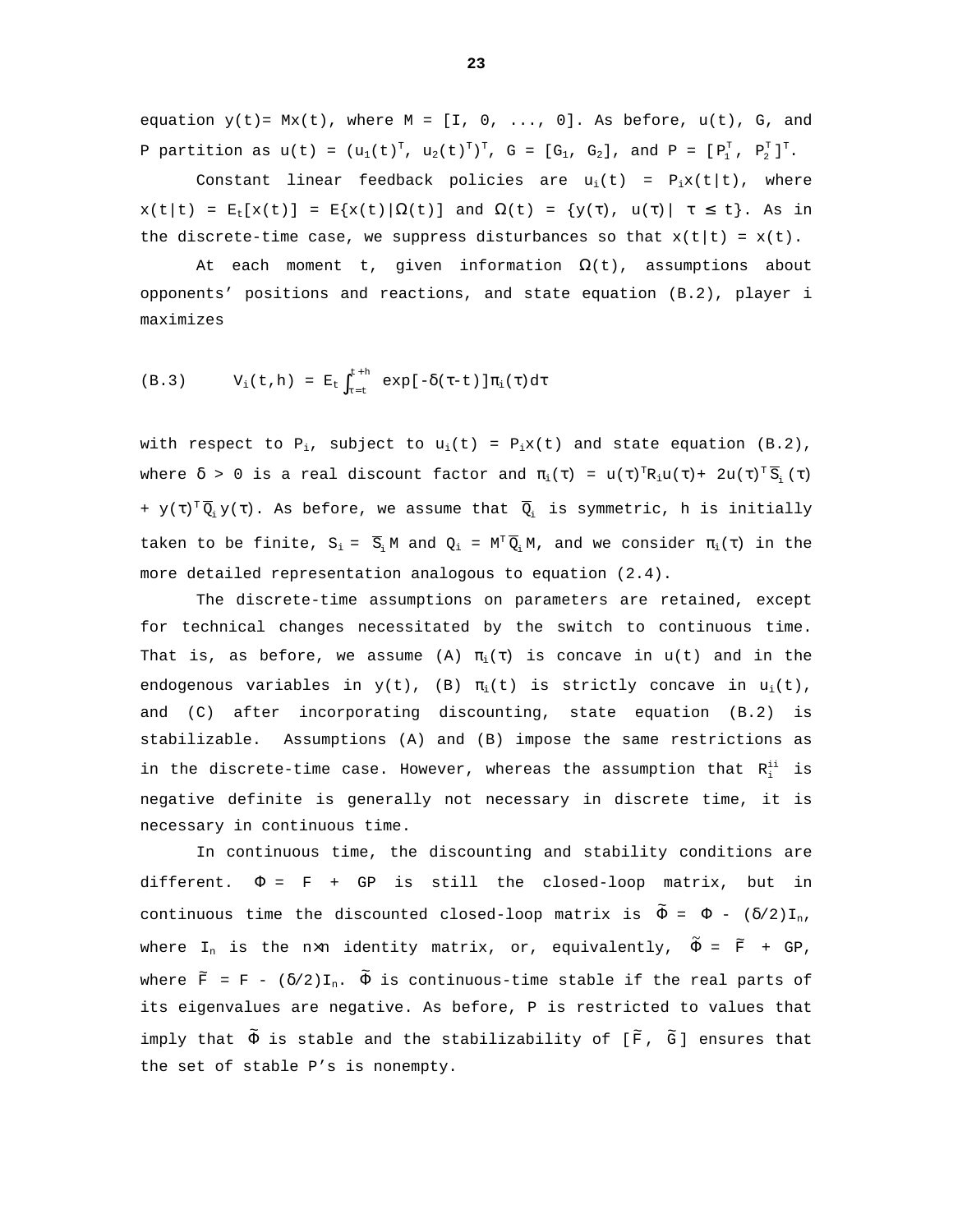equation $y(t) = Mx(t)$, where $M = [I, 0, ..., 0]$. As before, $u(t)$, $G$, and $P$ partition as $u(t) = (u_1(t)^T, u_2(t)^T)^T$, $G = [G_1, G_2]$, and $P = [P_1^T, P_2^T]^T$.

Constant linear feedback policies are $u_i(t) = P_i x(t|t)$, where $x(t|t) = E_t[x(t)] = E\{x(t)|\Omega(t)]$ and $\Omega(t) = \{y(\tau), u(\tau)| \tau \le t\}$. As in the discrete-time case, we suppress disturbances so that $x(t|t) = x(t)$.

At each moment $t$, given information $\Omega(t)$, assumptions about opponents' positions and reactions, and state equation (B.2), player i maximizes

$$\text{(B.3)} \qquad V_i(t,h) = E_t \int_{\tau=t}^{t+h} \exp[-\delta(\tau-t)]\pi_i(\tau)d\tau$$

with respect to $P_i$, subject to $u_i(t) = P_i x(t)$ and state equation (B.2), where $\delta > 0$ is a real discount factor and $\pi_i(\tau) = u(\tau)^T R_i u(\tau) + 2u(\tau)^T \overline{S}_i(\tau) + y(\tau)^T \overline{Q}_i y(\tau)$. As before, we assume that $\overline{Q}_i$ is symmetric, h is initially taken to be finite, $S_i = \overline{S}_i M$ and $Q_i = M^T \overline{Q}_i M$, and we consider $\pi_i(\tau)$ in the more detailed representation analogous to equation (2.4).

The discrete-time assumptions on parameters are retained, except for technical changes necessitated by the switch to continuous time. That is, as before, we assume (A) $\pi_i(\tau)$ is concave in $u(t)$ and in the endogenous variables in $y(t)$, (B) $\pi_i(t)$ is strictly concave in $u_i(t)$, and (C) after incorporating discounting, state equation (B.2) is stabilizable. Assumptions (A) and (B) impose the same restrictions as in the discrete-time case. However, whereas the assumption that $R_i^{ii}$ is negative definite is generally not necessary in discrete time, it is necessary in continuous time.

In continuous time, the discounting and stability conditions are different. $\Phi = F + GP$ is still the closed-loop matrix, but in continuous time the discounted closed-loop matrix is $\tilde{\Phi} = \Phi - (\delta/2)I_n$, where $I_n$ is the n×n identity matrix, or, equivalently, $\tilde{\Phi} = \tilde{F} + GP$, where $\tilde{F} = F - (\delta/2)I_n$. $\tilde{\Phi}$ is continuous-time stable if the real parts of its eigenvalues are negative. As before, P is restricted to values that imply that $\tilde{\Phi}$ is stable and the stabilizability of $[\tilde{F}, \tilde{G}]$ ensures that the set of stable P's is nonempty.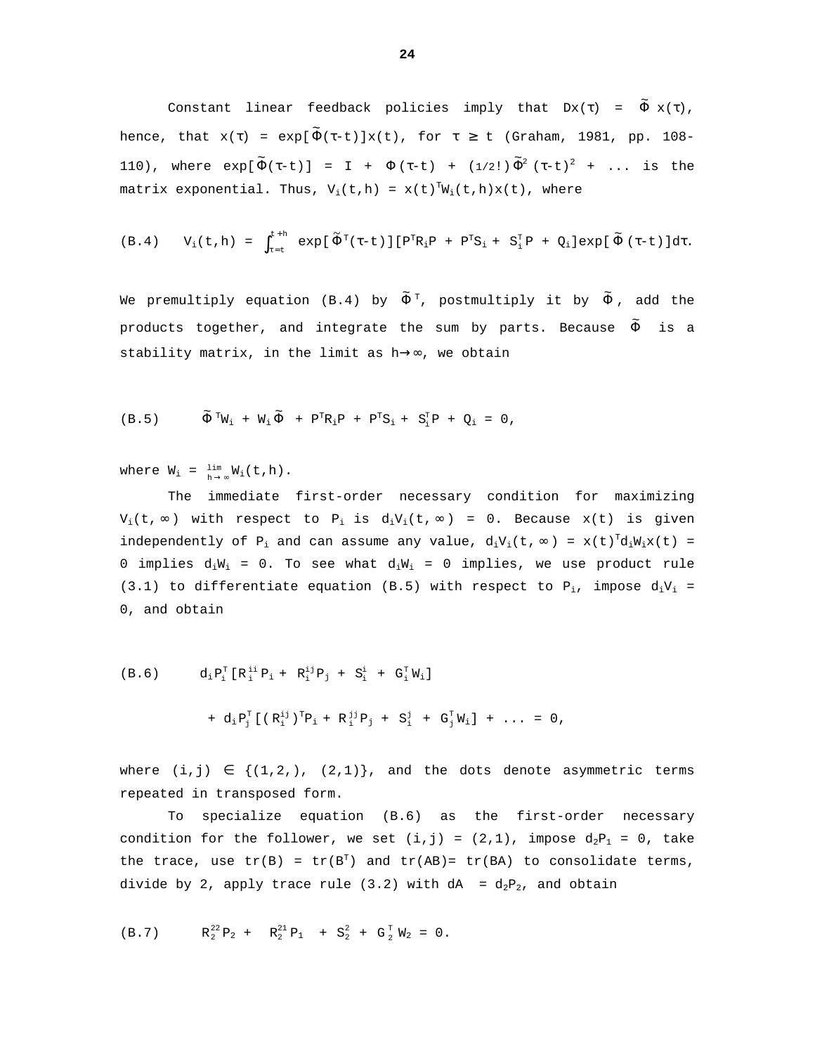Constant linear feedback policies imply that $Dx(\tau) = \tilde{\Phi}\, x(\tau)$, hence, that $x(\tau) = \exp[\tilde{\Phi}(\tau\text{-}t)]x(t)$, for $\tau \geq t$ (Graham, 1981, pp. 108-110), where $\exp[\tilde{\Phi}(\tau\text{-}t)] = I + \Phi(\tau\text{-}t) + (1/2!)\tilde{\Phi}^2(\tau\text{-}t)^2 + \ldots$ is the matrix exponential. Thus, $V_i(t,h) = x(t)^T W_i(t,h)x(t)$, where

$$\text{(B.4)} \quad V_i(t,h) = \int_{\tau=t}^{t+h} \exp[\tilde{\Phi}^T(\tau\text{-}t)][P^T R_i P + P^T S_i + S_i^T P + Q_i]\exp[\tilde{\Phi}(\tau\text{-}t)]d\tau.$$

We premultiply equation (B.4) by $\tilde{\Phi}^T$, postmultiply it by $\tilde{\Phi}$, add the products together, and integrate the sum by parts. Because $\tilde{\Phi}$ is a stability matrix, in the limit as $h\rightarrow\infty$, we obtain

$$\text{(B.5)} \quad \tilde{\Phi}^T W_i + W_i\tilde{\Phi} + P^T R_i P + P^T S_i + S_i^T P + Q_i = 0,$$

where $W_i = \lim_{h\rightarrow\infty} W_i(t,h)$.

The immediate first-order necessary condition for maximizing $V_i(t,\infty)$ with respect to $P_i$ is $d_iV_i(t,\infty) = 0$. Because $x(t)$ is given independently of $P_i$ and can assume any value, $d_iV_i(t,\infty) = x(t)^T d_iW_i x(t) = 0$ implies $d_iW_i = 0$. To see what $d_iW_i = 0$ implies, we use product rule (3.1) to differentiate equation (B.5) with respect to $P_i$, impose $d_iV_i = 0$, and obtain

$$\text{(B.6)} \quad d_iP_i^T[R_i^{ii}P_i + R_i^{ij}P_j + S_i^i + G_i^T W_i]$$
$$+ d_iP_j^T[(R_i^{ij})^T P_i + R_i^{jj}P_j + S_i^j + G_j^T W_i] + \ldots = 0,$$

where $(i,j) \in \{(1,2,), (2,1)\}$, and the dots denote asymmetric terms repeated in transposed form.

To specialize equation (B.6) as the first-order necessary condition for the follower, we set $(i,j) = (2,1)$, impose $d_2P_1 = 0$, take the trace, use $tr(B) = tr(B^T)$ and $tr(AB)= tr(BA)$ to consolidate terms, divide by 2, apply trace rule (3.2) with $dA = d_2P_2$, and obtain

$$\text{(B.7)} \quad R_2^{22}P_2 + R_2^{21}P_1 + S_2^2 + G_2^T W_2 = 0.$$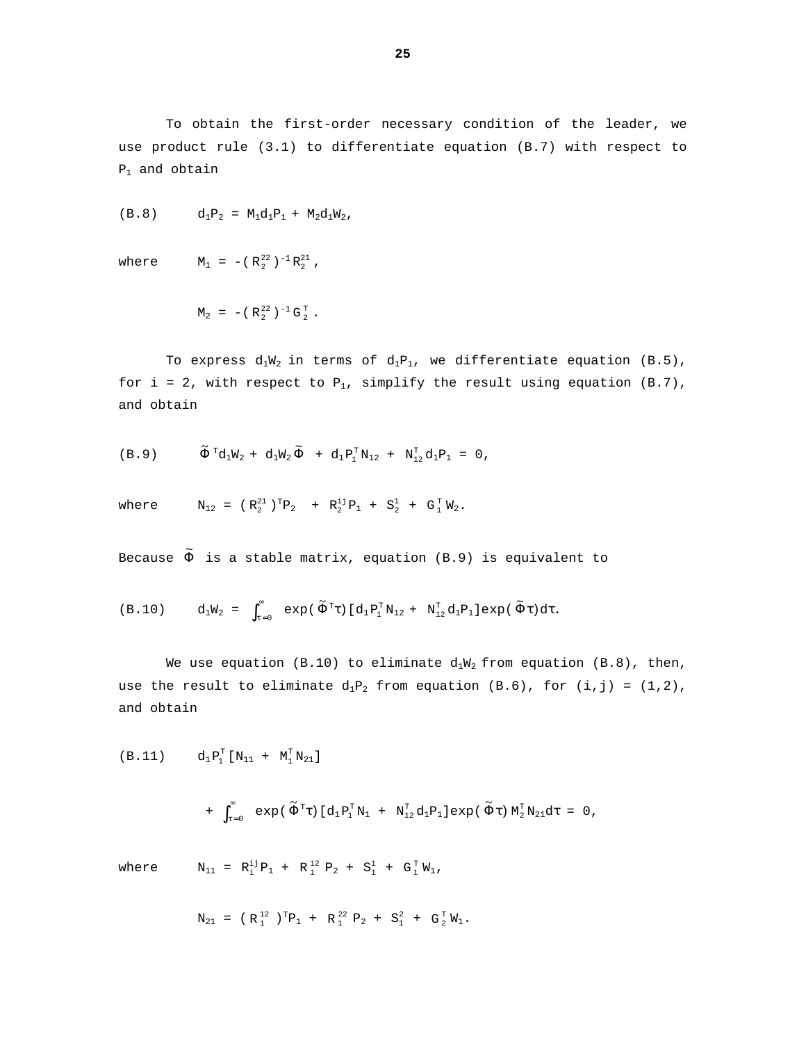To obtain the first-order necessary condition of the leader, we use product rule (3.1) to differentiate equation (B.7) with respect to $P_1$ and obtain

$$\text{(B.8)} \qquad d_1P_2 = M_1 d_1P_1 + M_2 d_1W_2,$$

where $\quad M_1 = -(R_2^{22})^{-1} R_2^{21},$

$$M_2 = -(R_2^{22})^{-1} G_2^T.$$

To express $d_1W_2$ in terms of $d_1P_1$, we differentiate equation (B.5), for i = 2, with respect to $P_1$, simplify the result using equation (B.7), and obtain

$$\text{(B.9)} \qquad \tilde{\Phi}^T d_1W_2 + d_1W_2 \tilde{\Phi} + d_1P_1^T N_{12} + N_{12}^T d_1P_1 = 0,$$

where $\quad N_{12} = (R_2^{21})^T P_2 + R_2^{ij} P_1 + S_2^1 + G_1^T W_2.$

Because $\tilde{\Phi}$ is a stable matrix, equation (B.9) is equivalent to

$$\text{(B.10)} \qquad d_1W_2 = \int_{\tau=0}^{\infty} \exp(\tilde{\Phi}^T \tau)[d_1P_1^T N_{12} + N_{12}^T d_1P_1]\exp(\tilde{\Phi}\tau)d\tau.$$

We use equation (B.10) to eliminate $d_1W_2$ from equation (B.8), then, use the result to eliminate $d_1P_2$ from equation (B.6), for (i,j) = (1,2), and obtain

$$\text{(B.11)} \qquad d_1P_1^T[N_{11} + M_1^T N_{21}]$$

$$+ \int_{\tau=0}^{\infty} \exp(\tilde{\Phi}^T \tau)[d_1P_1^T N_1 + N_{12}^T d_1P_1]\exp(\tilde{\Phi}\tau) M_2^T N_{21} d\tau = 0,$$

where $\quad N_{11} = R_1^{ij} P_1 + R_1^{12} P_2 + S_1^1 + G_1^T W_1,$

$$N_{21} = (R_1^{12})^T P_1 + R_1^{22} P_2 + S_1^2 + G_2^T W_1.$$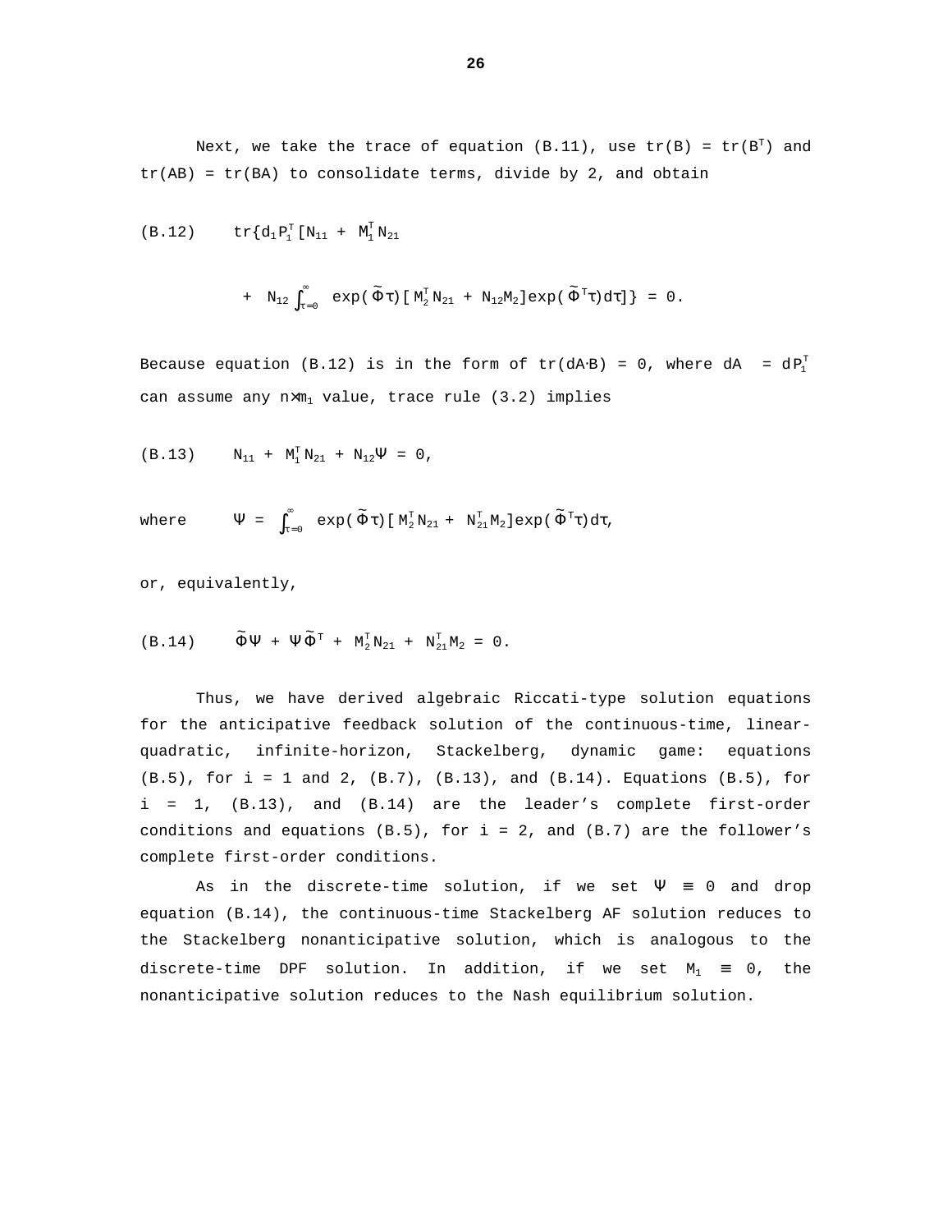Next, we take the trace of equation (B.11), use $tr(B) = tr(B^T)$ and $tr(AB) = tr(BA)$ to consolidate terms, divide by 2, and obtain

$$\text{(B.12)} \quad tr\{d_1 P_1^T [N_{11} + M_1^T N_{21} + N_{12} \int_{\tau=0}^{\infty} \exp(\tilde{\Phi}\tau)[M_2^T N_{21} + N_{12} M_2]\exp(\tilde{\Phi}^T\tau)d\tau]\} = 0.$$

Because equation (B.12) is in the form of $tr(dA \cdot B) = 0$, where $dA = dP_1^T$ can assume any $n \times m_1$ value, trace rule (3.2) implies

$$\text{(B.13)} \quad N_{11} + M_1^T N_{21} + N_{12}\Psi = 0,$$

where $\Psi = \int_{\tau=0}^{\infty} \exp(\tilde{\Phi}\tau)[M_2^T N_{21} + N_{21}^T M_2]\exp(\tilde{\Phi}^T\tau)d\tau,$

or, equivalently,

$$\text{(B.14)} \quad \tilde{\Phi}\Psi + \Psi\tilde{\Phi}^T + M_2^T N_{21} + N_{21}^T M_2 = 0.$$

Thus, we have derived algebraic Riccati-type solution equations for the anticipative feedback solution of the continuous-time, linear-quadratic, infinite-horizon, Stackelberg, dynamic game: equations (B.5), for i = 1 and 2, (B.7), (B.13), and (B.14). Equations (B.5), for i = 1, (B.13), and (B.14) are the leader's complete first-order conditions and equations (B.5), for i = 2, and (B.7) are the follower's complete first-order conditions.

As in the discrete-time solution, if we set $\Psi \equiv 0$ and drop equation (B.14), the continuous-time Stackelberg AF solution reduces to the Stackelberg nonanticipative solution, which is analogous to the discrete-time DPF solution. In addition, if we set $M_1 \equiv 0$, the nonanticipative solution reduces to the Nash equilibrium solution.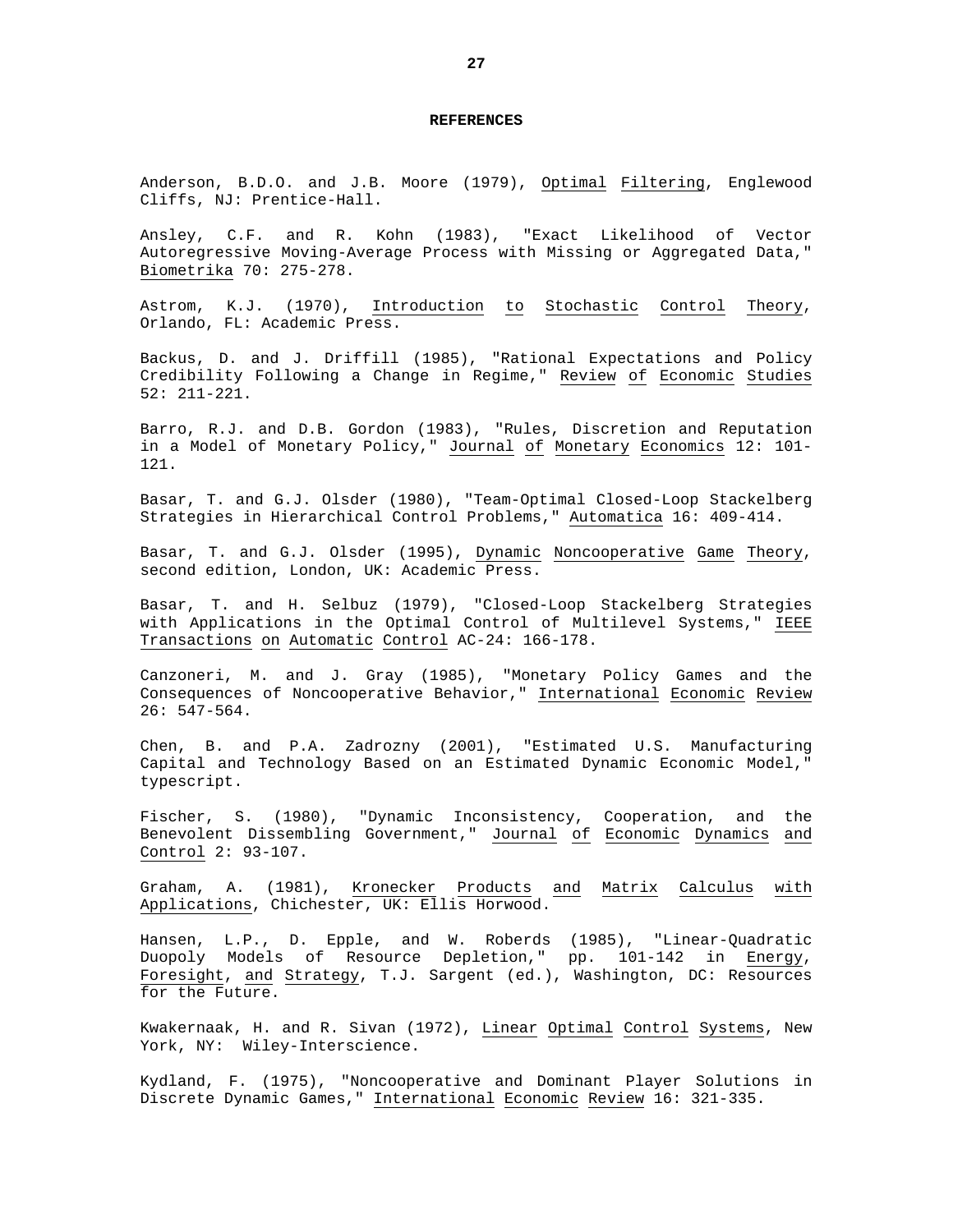## REFERENCES

Anderson, B.D.O. and J.B. Moore (1979), _Optimal Filtering_, Englewood Cliffs, NJ: Prentice-Hall.

Ansley, C.F. and R. Kohn (1983), "Exact Likelihood of Vector Autoregressive Moving-Average Process with Missing or Aggregated Data," _Biometrika_ 70: 275-278.

Astrom, K.J. (1970), _Introduction to Stochastic Control Theory_, Orlando, FL: Academic Press.

Backus, D. and J. Driffill (1985), "Rational Expectations and Policy Credibility Following a Change in Regime," _Review of Economic Studies_ 52: 211-221.

Barro, R.J. and D.B. Gordon (1983), "Rules, Discretion and Reputation in a Model of Monetary Policy," _Journal of Monetary Economics_ 12: 101-121.

Basar, T. and G.J. Olsder (1980), "Team-Optimal Closed-Loop Stackelberg Strategies in Hierarchical Control Problems," _Automatica_ 16: 409-414.

Basar, T. and G.J. Olsder (1995), _Dynamic Noncooperative Game Theory_, second edition, London, UK: Academic Press.

Basar, T. and H. Selbuz (1979), "Closed-Loop Stackelberg Strategies with Applications in the Optimal Control of Multilevel Systems," _IEEE Transactions on Automatic Control_ AC-24: 166-178.

Canzoneri, M. and J. Gray (1985), "Monetary Policy Games and the Consequences of Noncooperative Behavior," _International Economic Review_ 26: 547-564.

Chen, B. and P.A. Zadrozny (2001), "Estimated U.S. Manufacturing Capital and Technology Based on an Estimated Dynamic Economic Model," typescript.

Fischer, S. (1980), "Dynamic Inconsistency, Cooperation, and the Benevolent Dissembling Government," _Journal of Economic Dynamics and Control_ 2: 93-107.

Graham, A. (1981), _Kronecker Products and Matrix Calculus with Applications_, Chichester, UK: Ellis Horwood.

Hansen, L.P., D. Epple, and W. Roberds (1985), "Linear-Quadratic Duopoly Models of Resource Depletion," pp. 101-142 in _Energy, Foresight, and Strategy_, T.J. Sargent (ed.), Washington, DC: Resources for the Future.

Kwakernaak, H. and R. Sivan (1972), _Linear Optimal Control Systems_, New York, NY: Wiley-Interscience.

Kydland, F. (1975), "Noncooperative and Dominant Player Solutions in Discrete Dynamic Games," _International Economic Review_ 16: 321-335.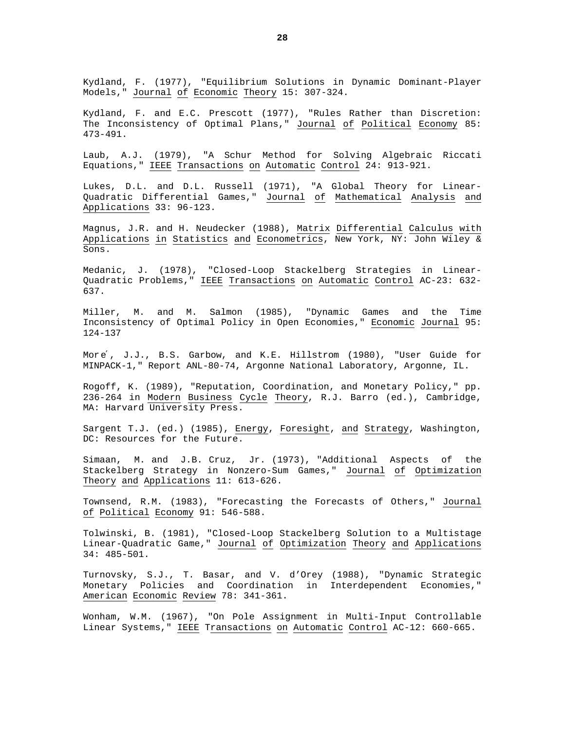Kydland, F. (1977), "Equilibrium Solutions in Dynamic Dominant-Player Models," Journal of Economic Theory 15: 307-324.

Kydland, F. and E.C. Prescott (1977), "Rules Rather than Discretion: The Inconsistency of Optimal Plans," Journal of Political Economy 85: 473-491.

Laub, A.J. (1979), "A Schur Method for Solving Algebraic Riccati Equations," IEEE Transactions on Automatic Control 24: 913-921.

Lukes, D.L. and D.L. Russell (1971), "A Global Theory for Linear-Quadratic Differential Games," Journal of Mathematical Analysis and Applications 33: 96-123.

Magnus, J.R. and H. Neudecker (1988), Matrix Differential Calculus with Applications in Statistics and Econometrics, New York, NY: John Wiley & Sons.

Medanic, J. (1978), "Closed-Loop Stackelberg Strategies in Linear-Quadratic Problems," IEEE Transactions on Automatic Control AC-23: 632-637.

Miller, M. and M. Salmon (1985), "Dynamic Games and the Time Inconsistency of Optimal Policy in Open Economies," Economic Journal 95: 124-137

Moré, J.J., B.S. Garbow, and K.E. Hillstrom (1980), "User Guide for MINPACK-1," Report ANL-80-74, Argonne National Laboratory, Argonne, IL.

Rogoff, K. (1989), "Reputation, Coordination, and Monetary Policy," pp. 236-264 in Modern Business Cycle Theory, R.J. Barro (ed.), Cambridge, MA: Harvard University Press.

Sargent T.J. (ed.) (1985), Energy, Foresight, and Strategy, Washington, DC: Resources for the Future.

Simaan, M. and J.B. Cruz, Jr. (1973), "Additional Aspects of the Stackelberg Strategy in Nonzero-Sum Games," Journal of Optimization Theory and Applications 11: 613-626.

Townsend, R.M. (1983), "Forecasting the Forecasts of Others," Journal of Political Economy 91: 546-588.

Tolwinski, B. (1981), "Closed-Loop Stackelberg Solution to a Multistage Linear-Quadratic Game," Journal of Optimization Theory and Applications 34: 485-501.

Turnovsky, S.J., T. Basar, and V. d'Orey (1988), "Dynamic Strategic Monetary Policies and Coordination in Interdependent Economies," American Economic Review 78: 341-361.

Wonham, W.M. (1967), "On Pole Assignment in Multi-Input Controllable Linear Systems," IEEE Transactions on Automatic Control AC-12: 660-665.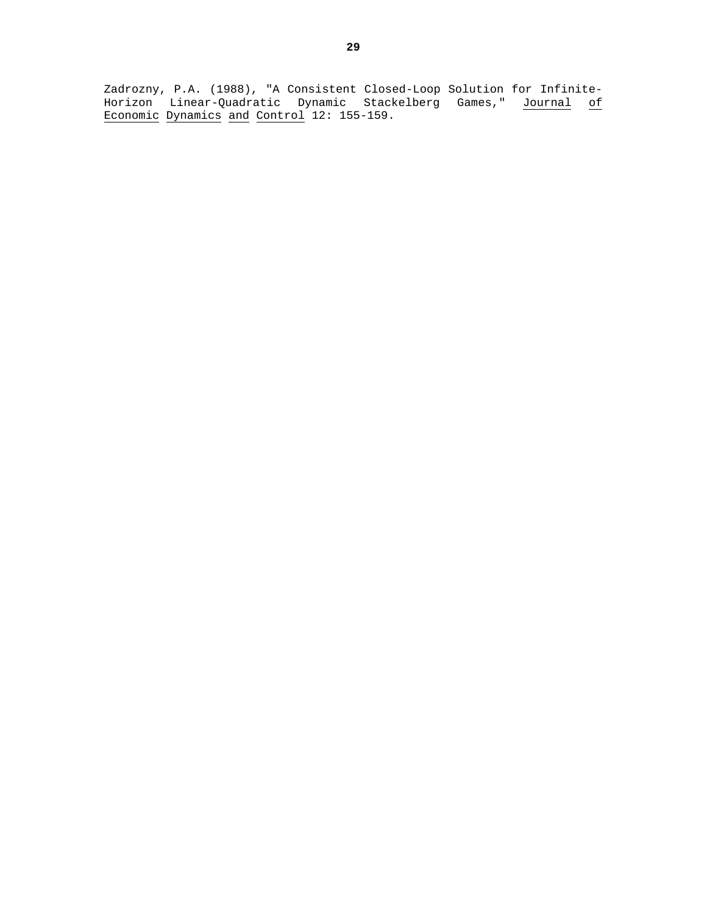Zadrozny, P.A. (1988), "A Consistent Closed-Loop Solution for Infinite-Horizon Linear-Quadratic Dynamic Stackelberg Games," *Journal of Economic Dynamics and Control* 12: 155-159.